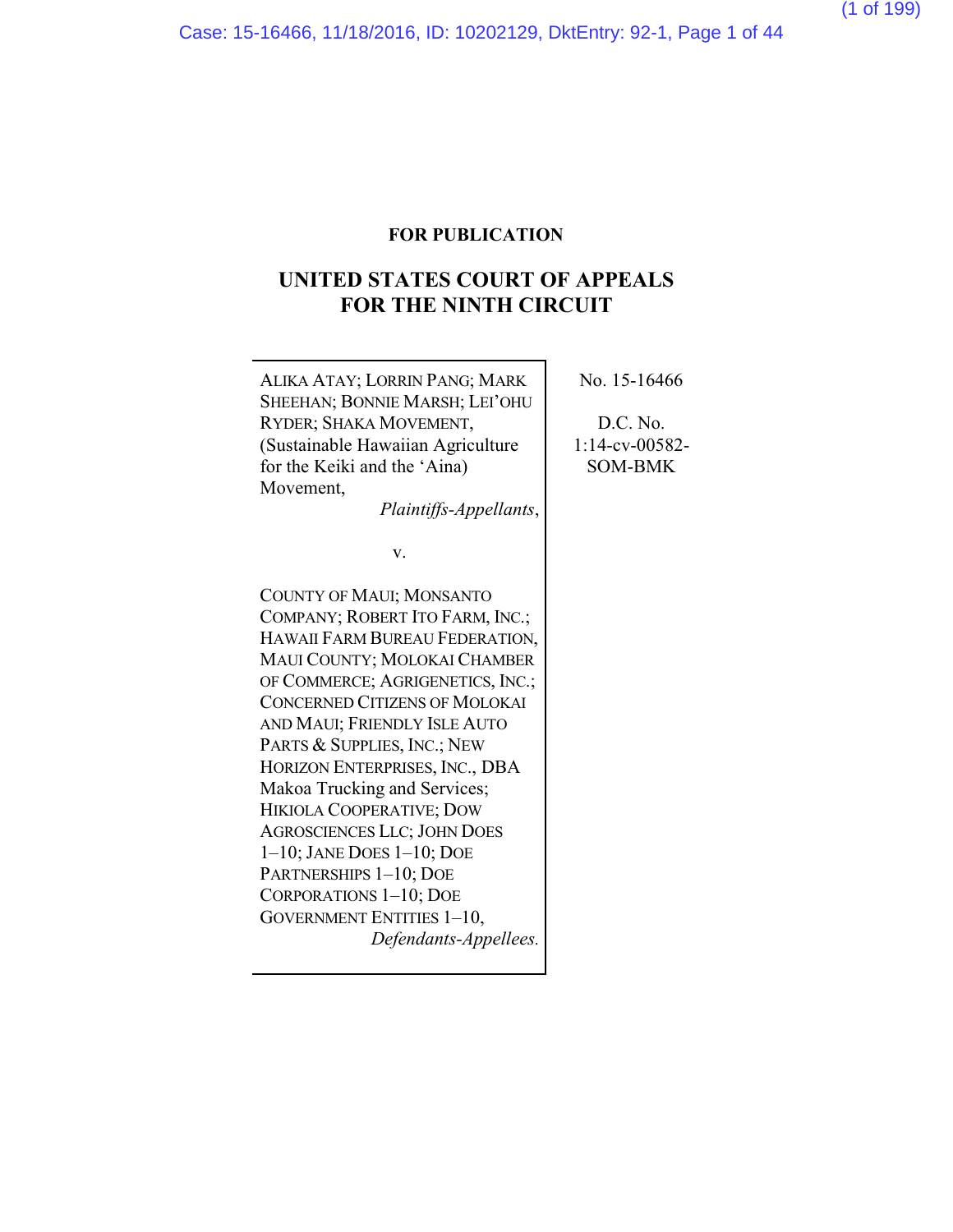**FOR PUBLICATION**

# UNITED STATES COURT OF APPEALS FOR THE NINTH CIRCUIT

| | |
|---|---|
| ALIKA ATAY; LORRIN PANG; MARK SHEEHAN; BONNIE MARSH; LEI'OHU RYDER; SHAKA MOVEMENT, (Sustainable Hawaiian Agriculture for the Keiki and the 'Aina) Movement,<br>*Plaintiffs-Appellants*,<br><br>v.<br><br>COUNTY OF MAUI; MONSANTO COMPANY; ROBERT ITO FARM, INC.; HAWAII FARM BUREAU FEDERATION, MAUI COUNTY; MOLOKAI CHAMBER OF COMMERCE; AGRIGENETICS, INC.; CONCERNED CITIZENS OF MOLOKAI AND MAUI; FRIENDLY ISLE AUTO PARTS & SUPPLIES, INC.; NEW HORIZON ENTERPRISES, INC., DBA Makoa Trucking and Services; HIKIOLA COOPERATIVE; DOW AGROSCIENCES LLC; JOHN DOES 1–10; JANE DOES 1–10; DOE PARTNERSHIPS 1–10; DOE CORPORATIONS 1–10; DOE GOVERNMENT ENTITIES 1–10,<br>*Defendants-Appellees*. | No. 15-16466<br><br>D.C. No. 1:14-cv-00582-SOM-BMK |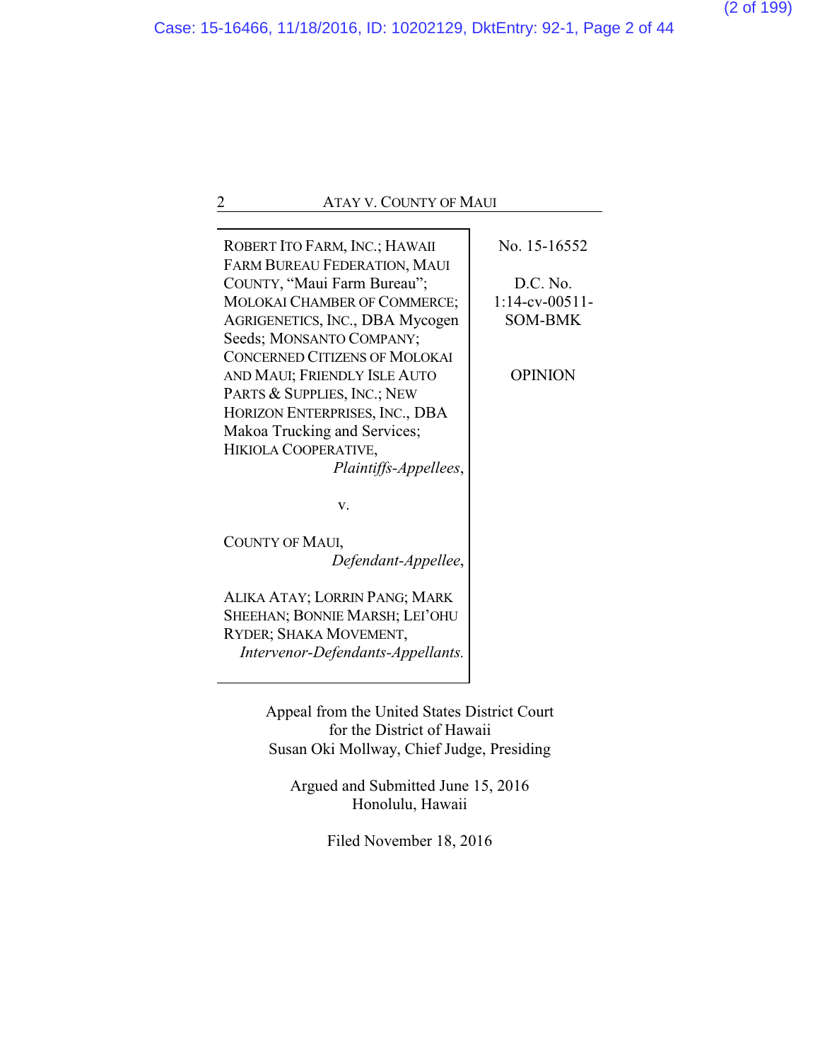| | |
|---|---|
| ROBERT ITO FARM, INC.; HAWAII FARM BUREAU FEDERATION, MAUI COUNTY, "Maui Farm Bureau"; MOLOKAI CHAMBER OF COMMERCE; AGRIGENETICS, INC., DBA Mycogen Seeds; MONSANTO COMPANY; CONCERNED CITIZENS OF MOLOKAI AND MAUI; FRIENDLY ISLE AUTO PARTS & SUPPLIES, INC.; NEW HORIZON ENTERPRISES, INC., DBA Makoa Trucking and Services; HIKIOLA COOPERATIVE, *Plaintiffs-Appellees*, <br><br> v. <br><br> COUNTY OF MAUI, *Defendant-Appellee*, <br><br> ALIKA ATAY; LORRIN PANG; MARK SHEEHAN; BONNIE MARSH; LEI'OHU RYDER; SHAKA MOVEMENT, *Intervenor-Defendants-Appellants.* | No. 15-16552 <br><br> D.C. No. 1:14-cv-00511-SOM-BMK <br><br> OPINION |

Appeal from the United States District Court
for the District of Hawaii
Susan Oki Mollway, Chief Judge, Presiding

Argued and Submitted June 15, 2016
Honolulu, Hawaii

Filed November 18, 2016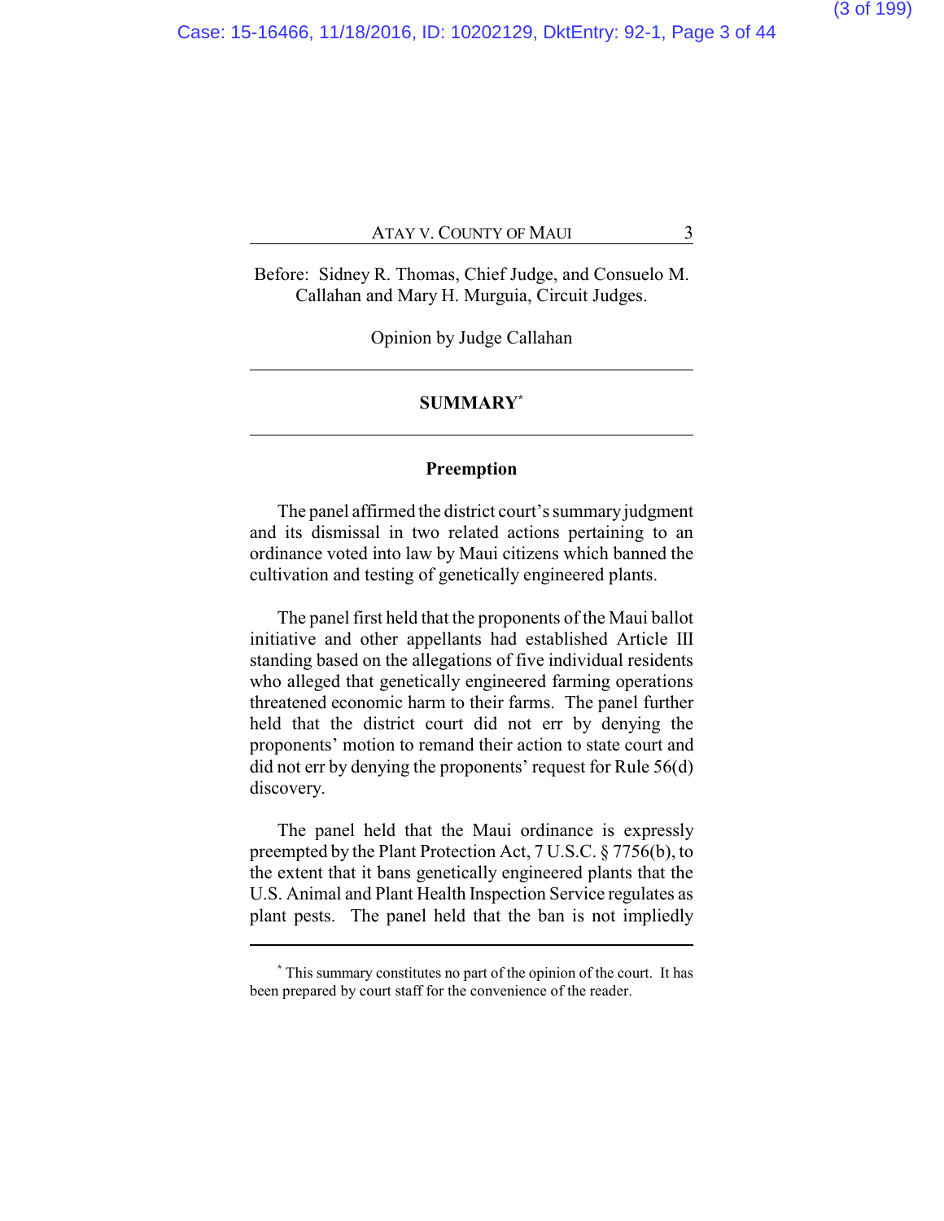Before: Sidney R. Thomas, Chief Judge, and Consuelo M. Callahan and Mary H. Murguia, Circuit Judges.

Opinion by Judge Callahan

---

## SUMMARY[*]

---

### Preemption

The panel affirmed the district court's summary judgment and its dismissal in two related actions pertaining to an ordinance voted into law by Maui citizens which banned the cultivation and testing of genetically engineered plants.

The panel first held that the proponents of the Maui ballot initiative and other appellants had established Article III standing based on the allegations of five individual residents who alleged that genetically engineered farming operations threatened economic harm to their farms. The panel further held that the district court did not err by denying the proponents' motion to remand their action to state court and did not err by denying the proponents' request for Rule 56(d) discovery.

The panel held that the Maui ordinance is expressly preempted by the Plant Protection Act, 7 U.S.C. § 7756(b), to the extent that it bans genetically engineered plants that the U.S. Animal and Plant Health Inspection Service regulates as plant pests. The panel held that the ban is not impliedly

---

[*] This summary constitutes no part of the opinion of the court. It has been prepared by court staff for the convenience of the reader.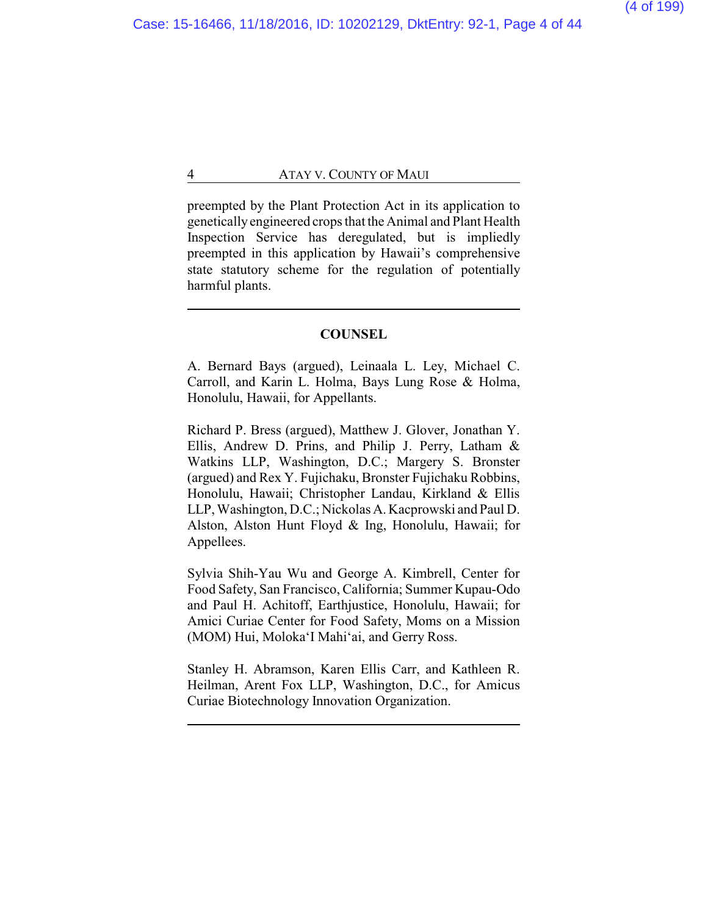preempted by the Plant Protection Act in its application to genetically engineered crops that the Animal and Plant Health Inspection Service has deregulated, but is impliedly preempted in this application by Hawaii's comprehensive state statutory scheme for the regulation of potentially harmful plants.

---

## COUNSEL

A. Bernard Bays (argued), Leinaala L. Ley, Michael C. Carroll, and Karin L. Holma, Bays Lung Rose & Holma, Honolulu, Hawaii, for Appellants.

Richard P. Bress (argued), Matthew J. Glover, Jonathan Y. Ellis, Andrew D. Prins, and Philip J. Perry, Latham & Watkins LLP, Washington, D.C.; Margery S. Bronster (argued) and Rex Y. Fujichaku, Bronster Fujichaku Robbins, Honolulu, Hawaii; Christopher Landau, Kirkland & Ellis LLP, Washington, D.C.; Nickolas A. Kacprowski and Paul D. Alston, Alston Hunt Floyd & Ing, Honolulu, Hawaii; for Appellees.

Sylvia Shih-Yau Wu and George A. Kimbrell, Center for Food Safety, San Francisco, California; Summer Kupau-Odo and Paul H. Achitoff, Earthjustice, Honolulu, Hawaii; for Amici Curiae Center for Food Safety, Moms on a Mission (MOM) Hui, Moloka'I Mahi'ai, and Gerry Ross.

Stanley H. Abramson, Karen Ellis Carr, and Kathleen R. Heilman, Arent Fox LLP, Washington, D.C., for Amicus Curiae Biotechnology Innovation Organization.

---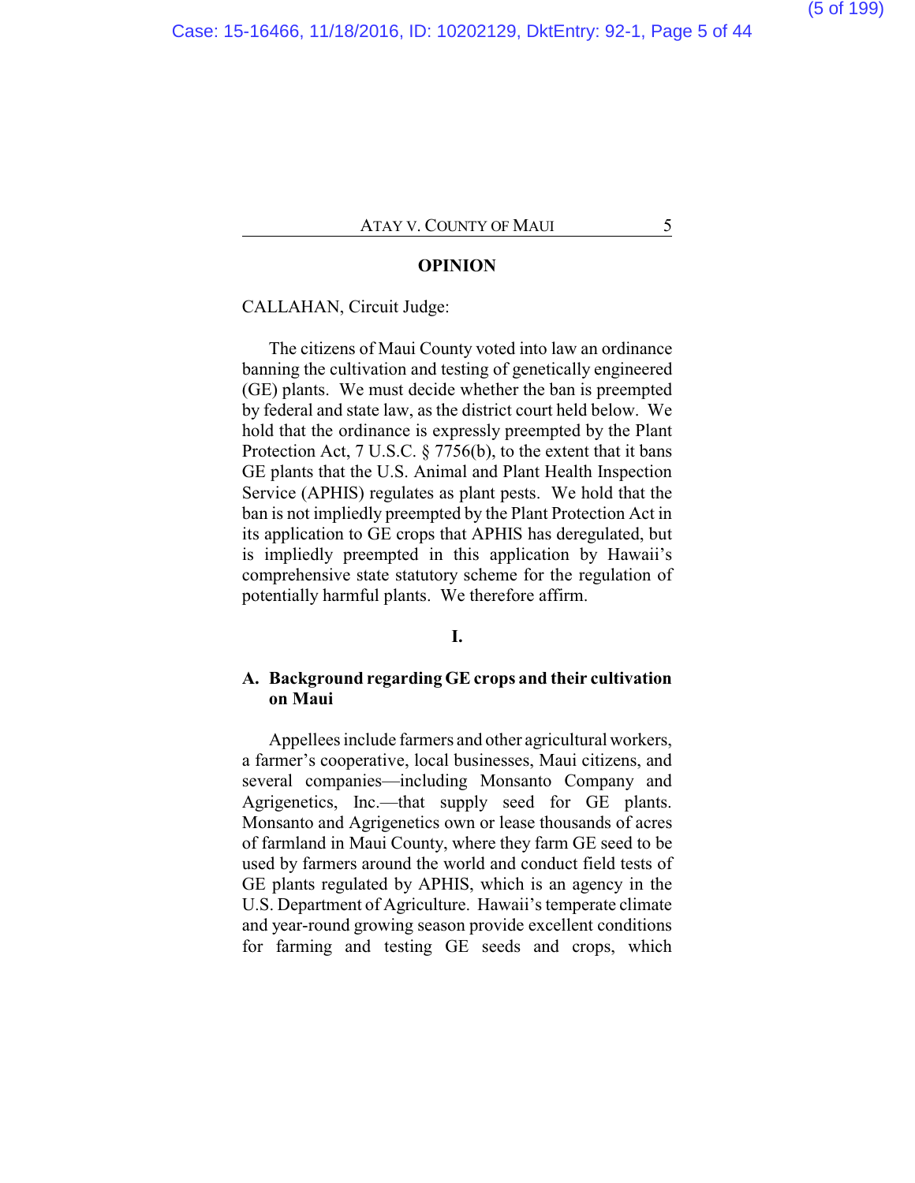## OPINION

CALLAHAN, Circuit Judge:

The citizens of Maui County voted into law an ordinance banning the cultivation and testing of genetically engineered (GE) plants. We must decide whether the ban is preempted by federal and state law, as the district court held below. We hold that the ordinance is expressly preempted by the Plant Protection Act, 7 U.S.C. § 7756(b), to the extent that it bans GE plants that the U.S. Animal and Plant Health Inspection Service (APHIS) regulates as plant pests. We hold that the ban is not impliedly preempted by the Plant Protection Act in its application to GE crops that APHIS has deregulated, but is impliedly preempted in this application by Hawaii's comprehensive state statutory scheme for the regulation of potentially harmful plants. We therefore affirm.

### I.

### A. Background regarding GE crops and their cultivation on Maui

Appellees include farmers and other agricultural workers, a farmer's cooperative, local businesses, Maui citizens, and several companies—including Monsanto Company and Agrigenetics, Inc.—that supply seed for GE plants. Monsanto and Agrigenetics own or lease thousands of acres of farmland in Maui County, where they farm GE seed to be used by farmers around the world and conduct field tests of GE plants regulated by APHIS, which is an agency in the U.S. Department of Agriculture. Hawaii's temperate climate and year-round growing season provide excellent conditions for farming and testing GE seeds and crops, which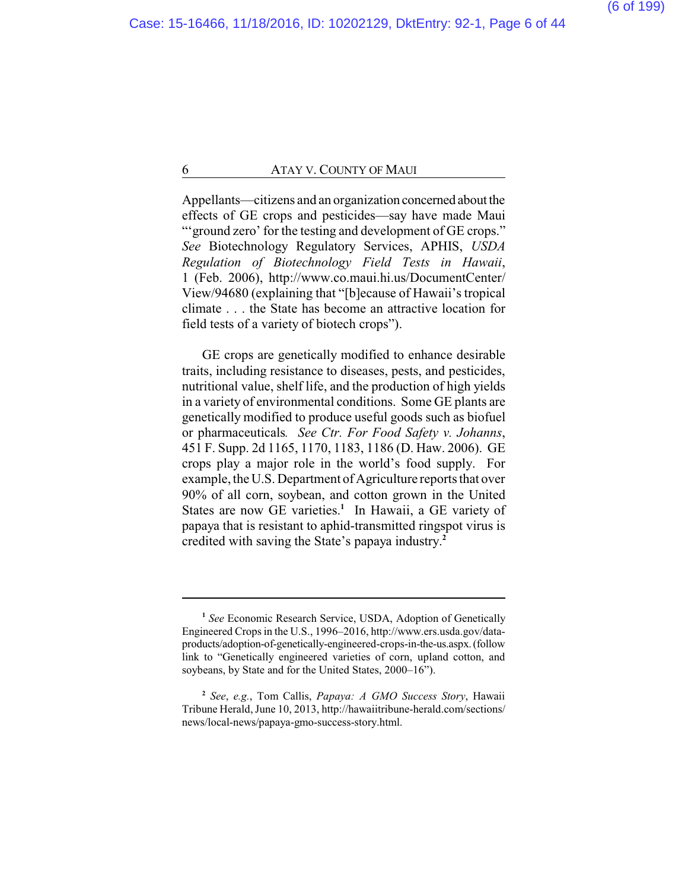Appellants—citizens and an organization concerned about the effects of GE crops and pesticides—say have made Maui "'ground zero' for the testing and development of GE crops." *See* Biotechnology Regulatory Services, APHIS, *USDA Regulation of Biotechnology Field Tests in Hawaii*, 1 (Feb. 2006), http://www.co.maui.hi.us/DocumentCenter/View/94680 (explaining that "[b]ecause of Hawaii's tropical climate . . . the State has become an attractive location for field tests of a variety of biotech crops").

GE crops are genetically modified to enhance desirable traits, including resistance to diseases, pests, and pesticides, nutritional value, shelf life, and the production of high yields in a variety of environmental conditions. Some GE plants are genetically modified to produce useful goods such as biofuel or pharmaceuticals. *See Ctr. For Food Safety v. Johanns*, 451 F. Supp. 2d 1165, 1170, 1183, 1186 (D. Haw. 2006). GE crops play a major role in the world's food supply. For example, the U.S. Department of Agriculture reports that over 90% of all corn, soybean, and cotton grown in the United States are now GE varieties.[1] In Hawaii, a GE variety of papaya that is resistant to aphid-transmitted ringspot virus is credited with saving the State's papaya industry.[2]

---

[1] *See* Economic Research Service, USDA, Adoption of Genetically Engineered Crops in the U.S., 1996–2016, http://www.ers.usda.gov/data-products/adoption-of-genetically-engineered-crops-in-the-us.aspx. (follow link to "Genetically engineered varieties of corn, upland cotton, and soybeans, by State and for the United States, 2000–16").

[2] *See, e.g.*, Tom Callis, *Papaya: A GMO Success Story*, Hawaii Tribune Herald, June 10, 2013, http://hawaiitribune-herald.com/sections/news/local-news/papaya-gmo-success-story.html.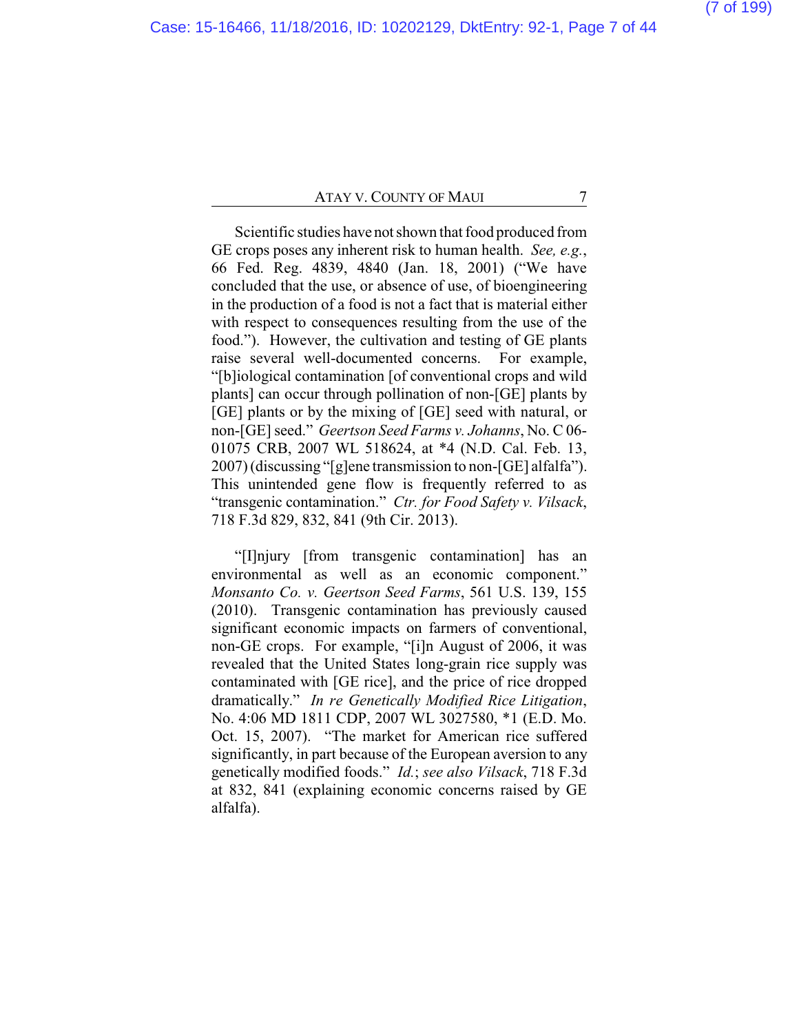Scientific studies have not shown that food produced from GE crops poses any inherent risk to human health. *See, e.g.*, 66 Fed. Reg. 4839, 4840 (Jan. 18, 2001) ("We have concluded that the use, or absence of use, of bioengineering in the production of a food is not a fact that is material either with respect to consequences resulting from the use of the food."). However, the cultivation and testing of GE plants raise several well-documented concerns. For example, "[b]iological contamination [of conventional crops and wild plants] can occur through pollination of non-[GE] plants by [GE] plants or by the mixing of [GE] seed with natural, or non-[GE] seed." *Geertson Seed Farms v. Johanns*, No. C 06-01075 CRB, 2007 WL 518624, at *4 (N.D. Cal. Feb. 13, 2007) (discussing "[g]ene transmission to non-[GE] alfalfa"). This unintended gene flow is frequently referred to as "transgenic contamination." *Ctr. for Food Safety v. Vilsack*, 718 F.3d 829, 832, 841 (9th Cir. 2013).

"[I]njury [from transgenic contamination] has an environmental as well as an economic component." *Monsanto Co. v. Geertson Seed Farms*, 561 U.S. 139, 155 (2010). Transgenic contamination has previously caused significant economic impacts on farmers of conventional, non-GE crops. For example, "[i]n August of 2006, it was revealed that the United States long-grain rice supply was contaminated with [GE rice], and the price of rice dropped dramatically." *In re Genetically Modified Rice Litigation*, No. 4:06 MD 1811 CDP, 2007 WL 3027580, *1 (E.D. Mo. Oct. 15, 2007). "The market for American rice suffered significantly, in part because of the European aversion to any genetically modified foods." *Id.*; *see also Vilsack*, 718 F.3d at 832, 841 (explaining economic concerns raised by GE alfalfa).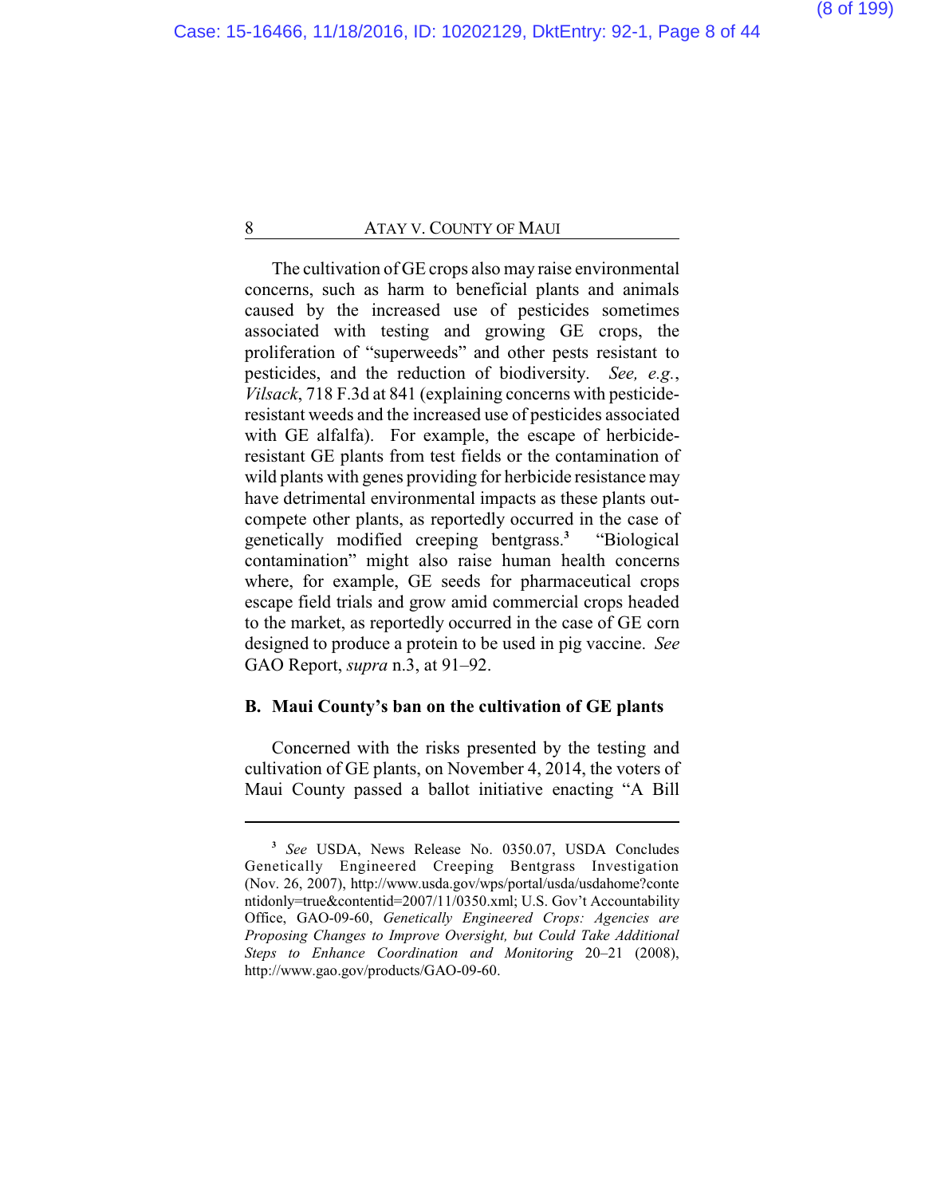The cultivation of GE crops also may raise environmental concerns, such as harm to beneficial plants and animals caused by the increased use of pesticides sometimes associated with testing and growing GE crops, the proliferation of "superweeds" and other pests resistant to pesticides, and the reduction of biodiversity. *See, e.g.*, *Vilsack*, 718 F.3d at 841 (explaining concerns with pesticide-resistant weeds and the increased use of pesticides associated with GE alfalfa). For example, the escape of herbicide-resistant GE plants from test fields or the contamination of wild plants with genes providing for herbicide resistance may have detrimental environmental impacts as these plants out-compete other plants, as reportedly occurred in the case of genetically modified creeping bentgrass.[3] "Biological contamination" might also raise human health concerns where, for example, GE seeds for pharmaceutical crops escape field trials and grow amid commercial crops headed to the market, as reportedly occurred in the case of GE corn designed to produce a protein to be used in pig vaccine. *See* GAO Report, *supra* n.3, at 91–92.

**B. Maui County's ban on the cultivation of GE plants**

Concerned with the risks presented by the testing and cultivation of GE plants, on November 4, 2014, the voters of Maui County passed a ballot initiative enacting "A Bill

---

[3] *See* USDA, News Release No. 0350.07, USDA Concludes Genetically Engineered Creeping Bentgrass Investigation (Nov. 26, 2007), http://www.usda.gov/wps/portal/usda/usdahome?contentidonly=true&contentid=2007/11/0350.xml; U.S. Gov't Accountability Office, GAO-09-60, *Genetically Engineered Crops: Agencies are Proposing Changes to Improve Oversight, but Could Take Additional Steps to Enhance Coordination and Monitoring* 20–21 (2008), http://www.gao.gov/products/GAO-09-60.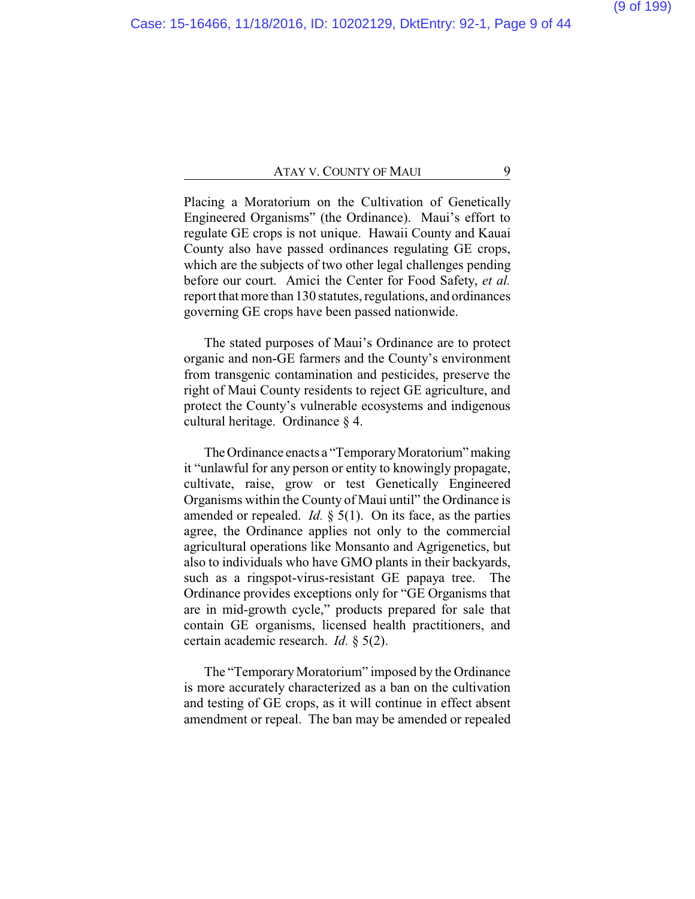Placing a Moratorium on the Cultivation of Genetically Engineered Organisms" (the Ordinance). Maui's effort to regulate GE crops is not unique. Hawaii County and Kauai County also have passed ordinances regulating GE crops, which are the subjects of two other legal challenges pending before our court. Amici the Center for Food Safety, *et al.* report that more than 130 statutes, regulations, and ordinances governing GE crops have been passed nationwide.

The stated purposes of Maui's Ordinance are to protect organic and non-GE farmers and the County's environment from transgenic contamination and pesticides, preserve the right of Maui County residents to reject GE agriculture, and protect the County's vulnerable ecosystems and indigenous cultural heritage. Ordinance § 4.

The Ordinance enacts a "Temporary Moratorium" making it "unlawful for any person or entity to knowingly propagate, cultivate, raise, grow or test Genetically Engineered Organisms within the County of Maui until" the Ordinance is amended or repealed. *Id.* § 5(1). On its face, as the parties agree, the Ordinance applies not only to the commercial agricultural operations like Monsanto and Agrigenetics, but also to individuals who have GMO plants in their backyards, such as a ringspot-virus-resistant GE papaya tree. The Ordinance provides exceptions only for "GE Organisms that are in mid-growth cycle," products prepared for sale that contain GE organisms, licensed health practitioners, and certain academic research. *Id.* § 5(2).

The "Temporary Moratorium" imposed by the Ordinance is more accurately characterized as a ban on the cultivation and testing of GE crops, as it will continue in effect absent amendment or repeal. The ban may be amended or repealed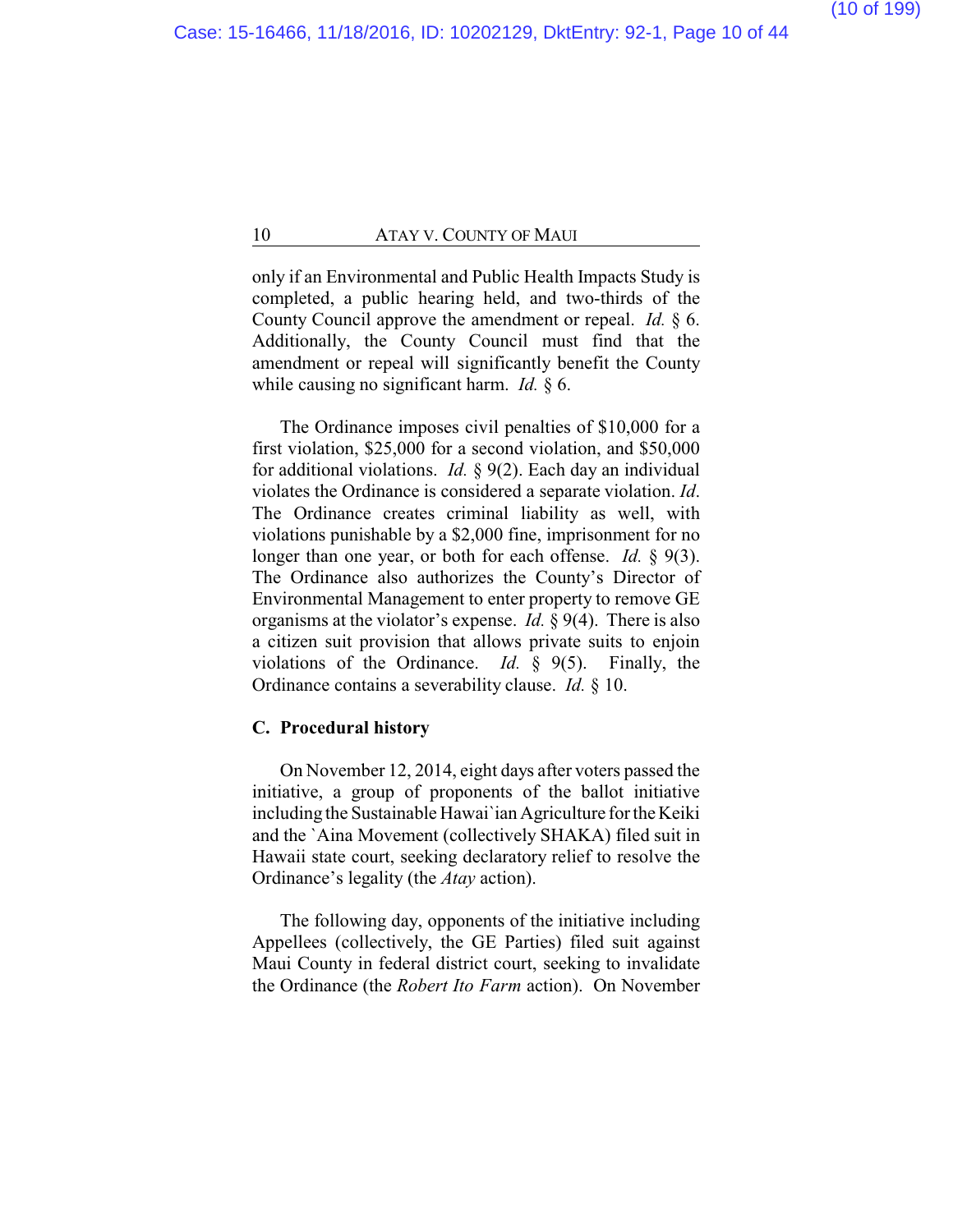only if an Environmental and Public Health Impacts Study is completed, a public hearing held, and two-thirds of the County Council approve the amendment or repeal. *Id.* § 6. Additionally, the County Council must find that the amendment or repeal will significantly benefit the County while causing no significant harm. *Id.* § 6.

The Ordinance imposes civil penalties of $10,000 for a first violation, $25,000 for a second violation, and $50,000 for additional violations. *Id.* § 9(2). Each day an individual violates the Ordinance is considered a separate violation. *Id.* The Ordinance creates criminal liability as well, with violations punishable by a $2,000 fine, imprisonment for no longer than one year, or both for each offense. *Id.* § 9(3). The Ordinance also authorizes the County's Director of Environmental Management to enter property to remove GE organisms at the violator's expense. *Id.* § 9(4). There is also a citizen suit provision that allows private suits to enjoin violations of the Ordinance. *Id.* § 9(5). Finally, the Ordinance contains a severability clause. *Id.* § 10.

### C. Procedural history

On November 12, 2014, eight days after voters passed the initiative, a group of proponents of the ballot initiative including the Sustainable Hawai`ian Agriculture for the Keiki and the `Aina Movement (collectively SHAKA) filed suit in Hawaii state court, seeking declaratory relief to resolve the Ordinance's legality (the *Atay* action).

The following day, opponents of the initiative including Appellees (collectively, the GE Parties) filed suit against Maui County in federal district court, seeking to invalidate the Ordinance (the *Robert Ito Farm* action). On November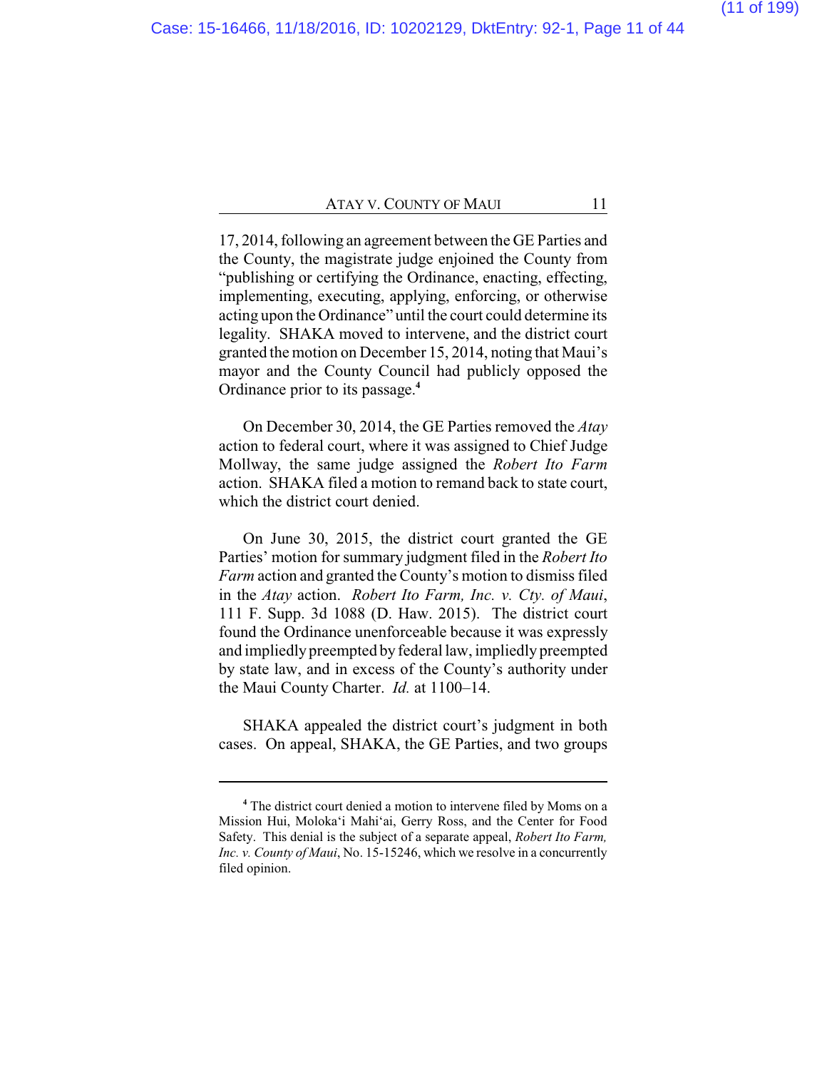17, 2014, following an agreement between the GE Parties and the County, the magistrate judge enjoined the County from "publishing or certifying the Ordinance, enacting, effecting, implementing, executing, applying, enforcing, or otherwise acting upon the Ordinance" until the court could determine its legality. SHAKA moved to intervene, and the district court granted the motion on December 15, 2014, noting that Maui's mayor and the County Council had publicly opposed the Ordinance prior to its passage.[4]

On December 30, 2014, the GE Parties removed the *Atay* action to federal court, where it was assigned to Chief Judge Mollway, the same judge assigned the *Robert Ito Farm* action. SHAKA filed a motion to remand back to state court, which the district court denied.

On June 30, 2015, the district court granted the GE Parties' motion for summary judgment filed in the *Robert Ito Farm* action and granted the County's motion to dismiss filed in the *Atay* action. *Robert Ito Farm, Inc. v. Cty. of Maui*, 111 F. Supp. 3d 1088 (D. Haw. 2015). The district court found the Ordinance unenforceable because it was expressly and impliedly preempted by federal law, impliedly preempted by state law, and in excess of the County's authority under the Maui County Charter. *Id.* at 1100–14.

SHAKA appealed the district court's judgment in both cases. On appeal, SHAKA, the GE Parties, and two groups

---

[4] The district court denied a motion to intervene filed by Moms on a Mission Hui, Moloka'i Mahi'ai, Gerry Ross, and the Center for Food Safety. This denial is the subject of a separate appeal, *Robert Ito Farm, Inc. v. County of Maui*, No. 15-15246, which we resolve in a concurrently filed opinion.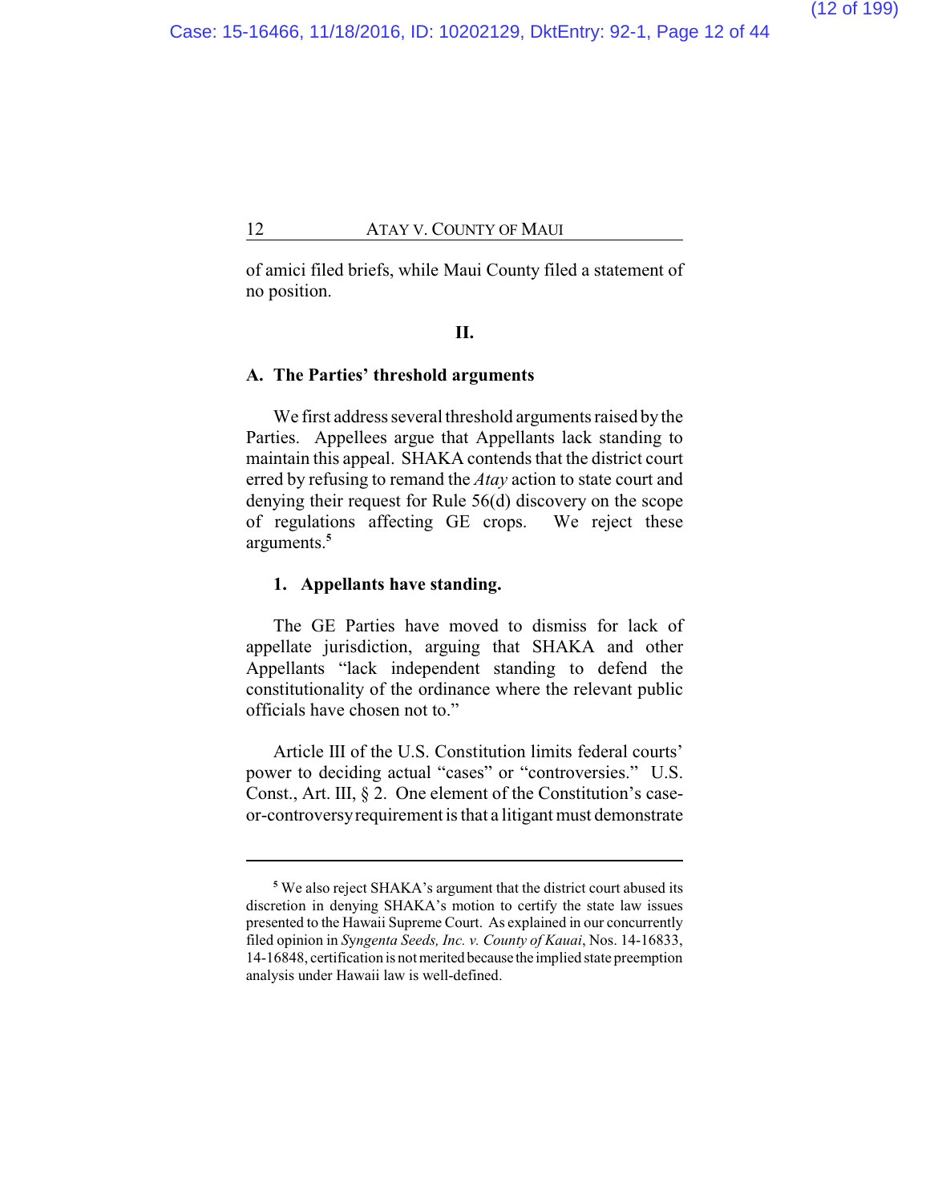of amici filed briefs, while Maui County filed a statement of no position.

## II.

### A. The Parties' threshold arguments

We first address several threshold arguments raised by the Parties. Appellees argue that Appellants lack standing to maintain this appeal. SHAKA contends that the district court erred by refusing to remand the *Atay* action to state court and denying their request for Rule 56(d) discovery on the scope of regulations affecting GE crops. We reject these arguments.[5]

#### 1. Appellants have standing.

The GE Parties have moved to dismiss for lack of appellate jurisdiction, arguing that SHAKA and other Appellants "lack independent standing to defend the constitutionality of the ordinance where the relevant public officials have chosen not to."

Article III of the U.S. Constitution limits federal courts' power to deciding actual "cases" or "controversies." U.S. Const., Art. III, § 2. One element of the Constitution's case-or-controversy requirement is that a litigant must demonstrate

---

[5] We also reject SHAKA's argument that the district court abused its discretion in denying SHAKA's motion to certify the state law issues presented to the Hawaii Supreme Court. As explained in our concurrently filed opinion in *Syngenta Seeds, Inc. v. County of Kauai*, Nos. 14-16833, 14-16848, certification is not merited because the implied state preemption analysis under Hawaii law is well-defined.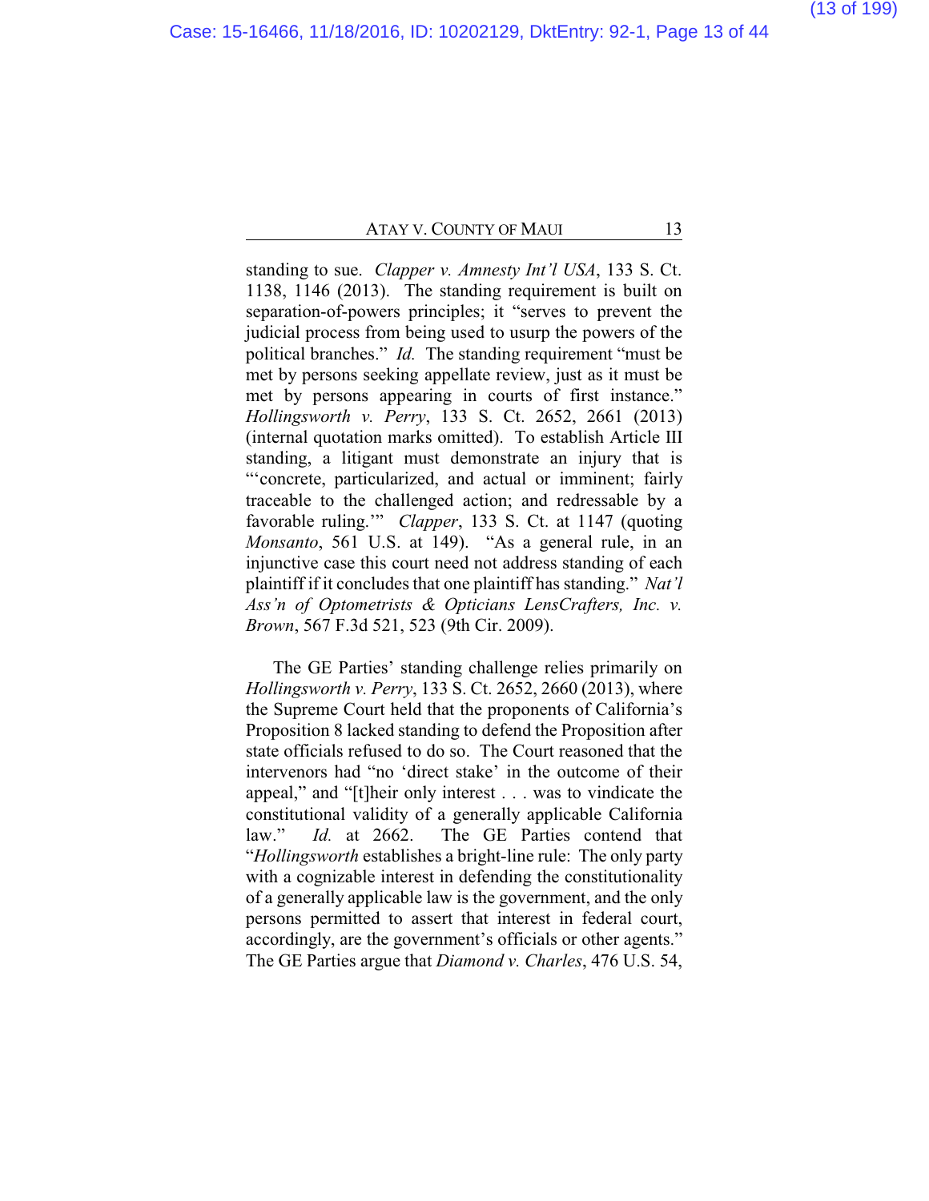standing to sue. *Clapper v. Amnesty Int'l USA*, 133 S. Ct. 1138, 1146 (2013). The standing requirement is built on separation-of-powers principles; it "serves to prevent the judicial process from being used to usurp the powers of the political branches." *Id.* The standing requirement "must be met by persons seeking appellate review, just as it must be met by persons appearing in courts of first instance." *Hollingsworth v. Perry*, 133 S. Ct. 2652, 2661 (2013) (internal quotation marks omitted). To establish Article III standing, a litigant must demonstrate an injury that is "'concrete, particularized, and actual or imminent; fairly traceable to the challenged action; and redressable by a favorable ruling.'" *Clapper*, 133 S. Ct. at 1147 (quoting *Monsanto*, 561 U.S. at 149). "As a general rule, in an injunctive case this court need not address standing of each plaintiff if it concludes that one plaintiff has standing." *Nat'l Ass'n of Optometrists & Opticians LensCrafters, Inc. v. Brown*, 567 F.3d 521, 523 (9th Cir. 2009).

The GE Parties' standing challenge relies primarily on *Hollingsworth v. Perry*, 133 S. Ct. 2652, 2660 (2013), where the Supreme Court held that the proponents of California's Proposition 8 lacked standing to defend the Proposition after state officials refused to do so. The Court reasoned that the intervenors had "no 'direct stake' in the outcome of their appeal," and "[t]heir only interest . . . was to vindicate the constitutional validity of a generally applicable California law." *Id.* at 2662. The GE Parties contend that "*Hollingsworth* establishes a bright-line rule: The only party with a cognizable interest in defending the constitutionality of a generally applicable law is the government, and the only persons permitted to assert that interest in federal court, accordingly, are the government's officials or other agents." The GE Parties argue that *Diamond v. Charles*, 476 U.S. 54,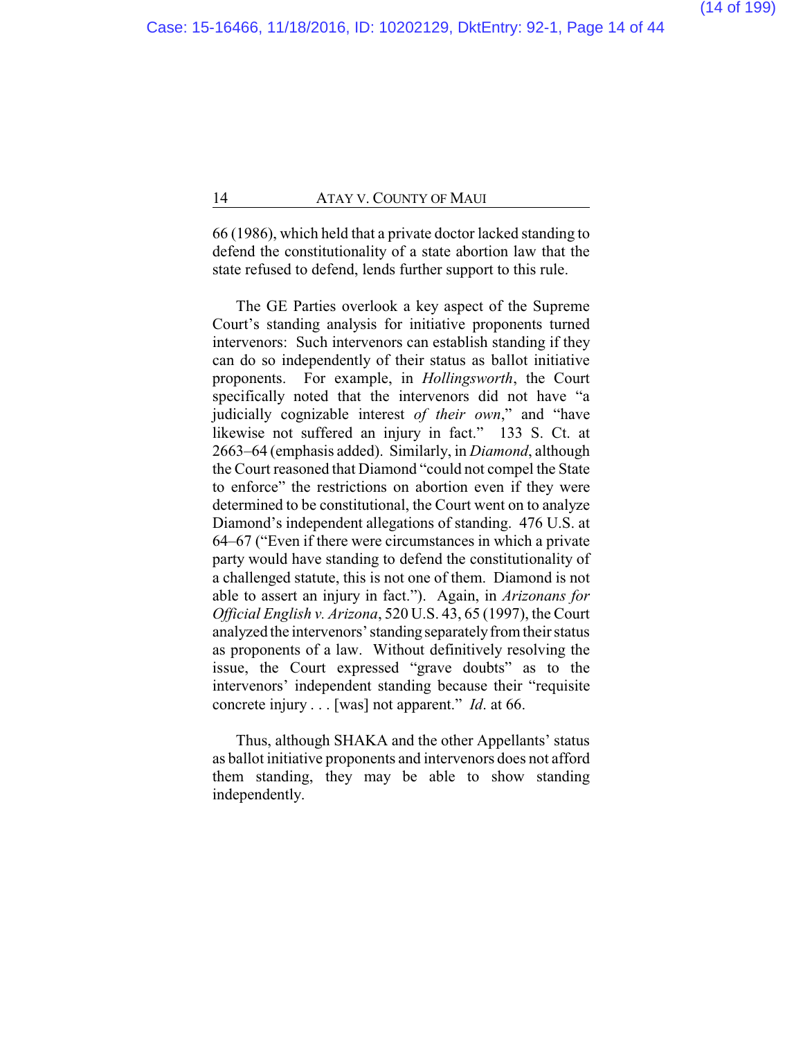66 (1986), which held that a private doctor lacked standing to defend the constitutionality of a state abortion law that the state refused to defend, lends further support to this rule.

The GE Parties overlook a key aspect of the Supreme Court's standing analysis for initiative proponents turned intervenors: Such intervenors can establish standing if they can do so independently of their status as ballot initiative proponents. For example, in *Hollingsworth*, the Court specifically noted that the intervenors did not have "a judicially cognizable interest *of their own*," and "have likewise not suffered an injury in fact." 133 S. Ct. at 2663–64 (emphasis added). Similarly, in *Diamond*, although the Court reasoned that Diamond "could not compel the State to enforce" the restrictions on abortion even if they were determined to be constitutional, the Court went on to analyze Diamond's independent allegations of standing. 476 U.S. at 64–67 ("Even if there were circumstances in which a private party would have standing to defend the constitutionality of a challenged statute, this is not one of them. Diamond is not able to assert an injury in fact."). Again, in *Arizonans for Official English v. Arizona*, 520 U.S. 43, 65 (1997), the Court analyzed the intervenors' standing separately from their status as proponents of a law. Without definitively resolving the issue, the Court expressed "grave doubts" as to the intervenors' independent standing because their "requisite concrete injury . . . [was] not apparent." *Id*. at 66.

Thus, although SHAKA and the other Appellants' status as ballot initiative proponents and intervenors does not afford them standing, they may be able to show standing independently.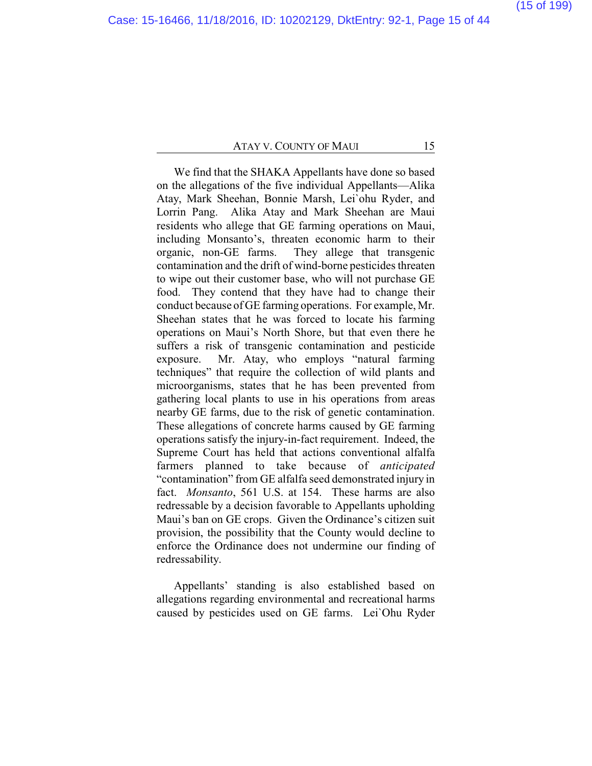We find that the SHAKA Appellants have done so based on the allegations of the five individual Appellants—Alika Atay, Mark Sheehan, Bonnie Marsh, Lei`ohu Ryder, and Lorrin Pang. Alika Atay and Mark Sheehan are Maui residents who allege that GE farming operations on Maui, including Monsanto's, threaten economic harm to their organic, non-GE farms. They allege that transgenic contamination and the drift of wind-borne pesticides threaten to wipe out their customer base, who will not purchase GE food. They contend that they have had to change their conduct because of GE farming operations. For example, Mr. Sheehan states that he was forced to locate his farming operations on Maui's North Shore, but that even there he suffers a risk of transgenic contamination and pesticide exposure. Mr. Atay, who employs "natural farming techniques" that require the collection of wild plants and microorganisms, states that he has been prevented from gathering local plants to use in his operations from areas nearby GE farms, due to the risk of genetic contamination. These allegations of concrete harms caused by GE farming operations satisfy the injury-in-fact requirement. Indeed, the Supreme Court has held that actions conventional alfalfa farmers planned to take because of *anticipated* "contamination" from GE alfalfa seed demonstrated injury in fact. *Monsanto*, 561 U.S. at 154. These harms are also redressable by a decision favorable to Appellants upholding Maui's ban on GE crops. Given the Ordinance's citizen suit provision, the possibility that the County would decline to enforce the Ordinance does not undermine our finding of redressability.

Appellants' standing is also established based on allegations regarding environmental and recreational harms caused by pesticides used on GE farms. Lei`Ohu Ryder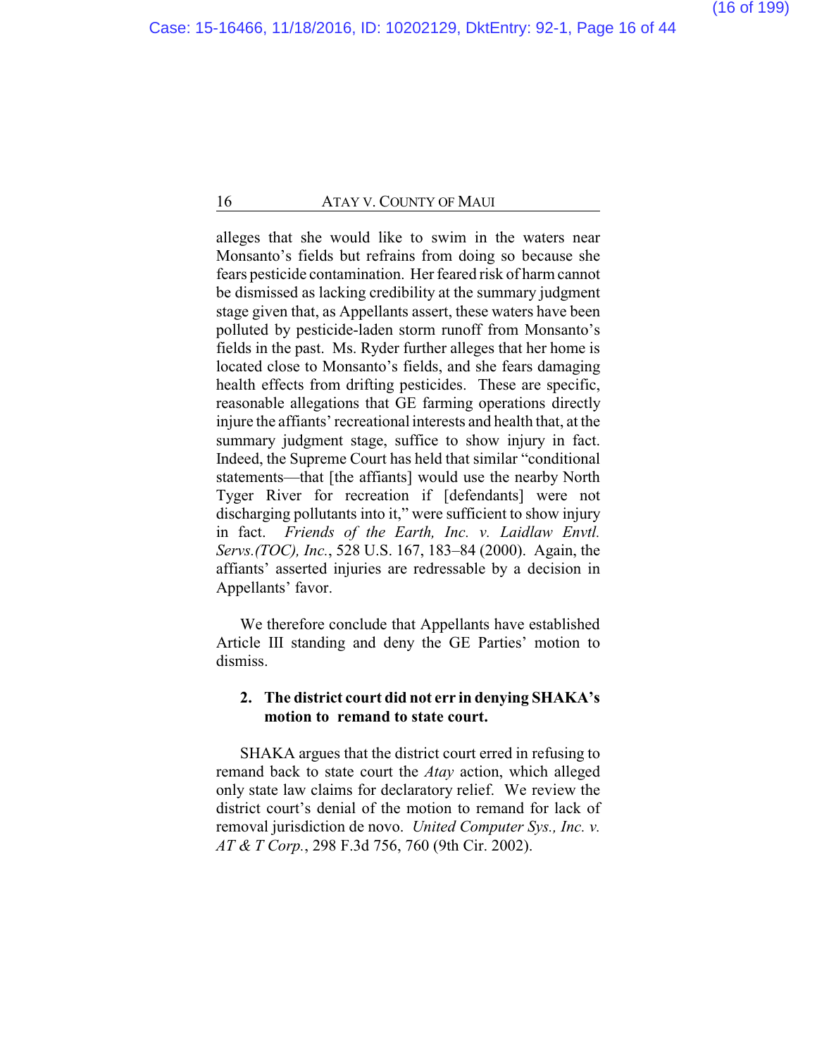alleges that she would like to swim in the waters near Monsanto's fields but refrains from doing so because she fears pesticide contamination. Her feared risk of harm cannot be dismissed as lacking credibility at the summary judgment stage given that, as Appellants assert, these waters have been polluted by pesticide-laden storm runoff from Monsanto's fields in the past. Ms. Ryder further alleges that her home is located close to Monsanto's fields, and she fears damaging health effects from drifting pesticides. These are specific, reasonable allegations that GE farming operations directly injure the affiants' recreational interests and health that, at the summary judgment stage, suffice to show injury in fact. Indeed, the Supreme Court has held that similar "conditional statements—that [the affiants] would use the nearby North Tyger River for recreation if [defendants] were not discharging pollutants into it," were sufficient to show injury in fact. *Friends of the Earth, Inc. v. Laidlaw Envtl. Servs.(TOC), Inc.*, 528 U.S. 167, 183–84 (2000). Again, the affiants' asserted injuries are redressable by a decision in Appellants' favor.

We therefore conclude that Appellants have established Article III standing and deny the GE Parties' motion to dismiss.

### 2. The district court did not err in denying SHAKA's motion to remand to state court.

SHAKA argues that the district court erred in refusing to remand back to state court the *Atay* action, which alleged only state law claims for declaratory relief. We review the district court's denial of the motion to remand for lack of removal jurisdiction de novo. *United Computer Sys., Inc. v. AT & T Corp.*, 298 F.3d 756, 760 (9th Cir. 2002).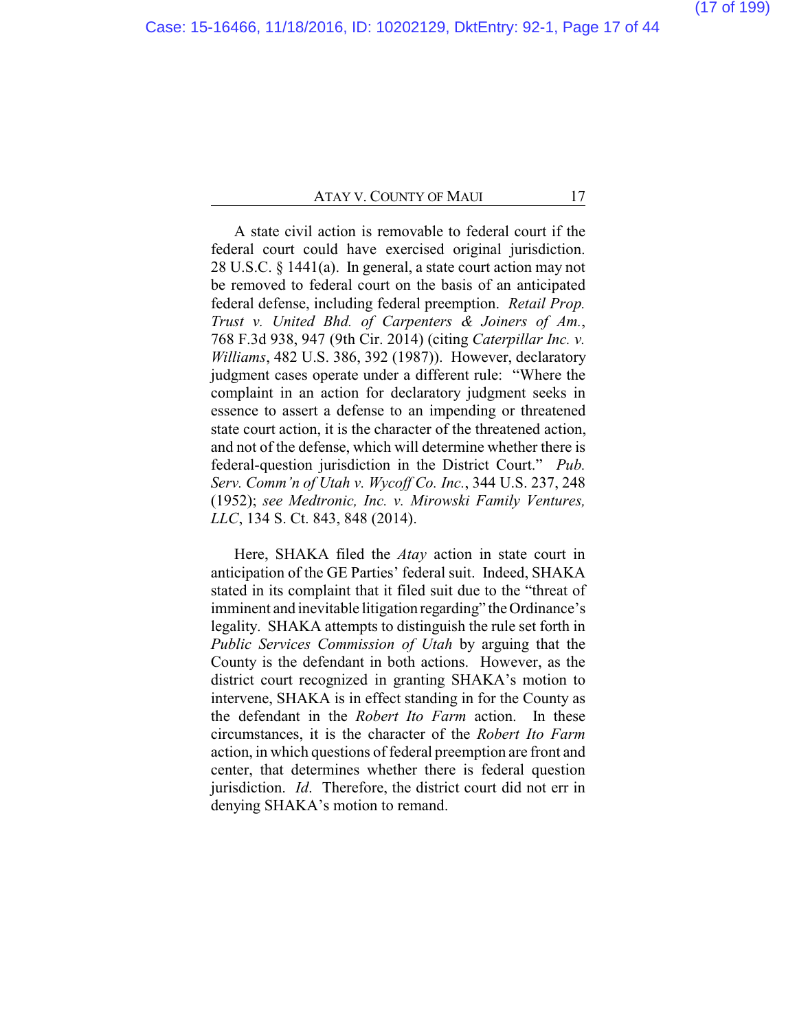A state civil action is removable to federal court if the federal court could have exercised original jurisdiction. 28 U.S.C. § 1441(a). In general, a state court action may not be removed to federal court on the basis of an anticipated federal defense, including federal preemption. *Retail Prop. Trust v. United Bhd. of Carpenters & Joiners of Am.*, 768 F.3d 938, 947 (9th Cir. 2014) (citing *Caterpillar Inc. v. Williams*, 482 U.S. 386, 392 (1987)). However, declaratory judgment cases operate under a different rule: "Where the complaint in an action for declaratory judgment seeks in essence to assert a defense to an impending or threatened state court action, it is the character of the threatened action, and not of the defense, which will determine whether there is federal-question jurisdiction in the District Court." *Pub. Serv. Comm'n of Utah v. Wycoff Co. Inc.*, 344 U.S. 237, 248 (1952); *see Medtronic, Inc. v. Mirowski Family Ventures, LLC*, 134 S. Ct. 843, 848 (2014).

Here, SHAKA filed the *Atay* action in state court in anticipation of the GE Parties' federal suit. Indeed, SHAKA stated in its complaint that it filed suit due to the "threat of imminent and inevitable litigation regarding" the Ordinance's legality. SHAKA attempts to distinguish the rule set forth in *Public Services Commission of Utah* by arguing that the County is the defendant in both actions. However, as the district court recognized in granting SHAKA's motion to intervene, SHAKA is in effect standing in for the County as the defendant in the *Robert Ito Farm* action. In these circumstances, it is the character of the *Robert Ito Farm* action, in which questions of federal preemption are front and center, that determines whether there is federal question jurisdiction. *Id.* Therefore, the district court did not err in denying SHAKA's motion to remand.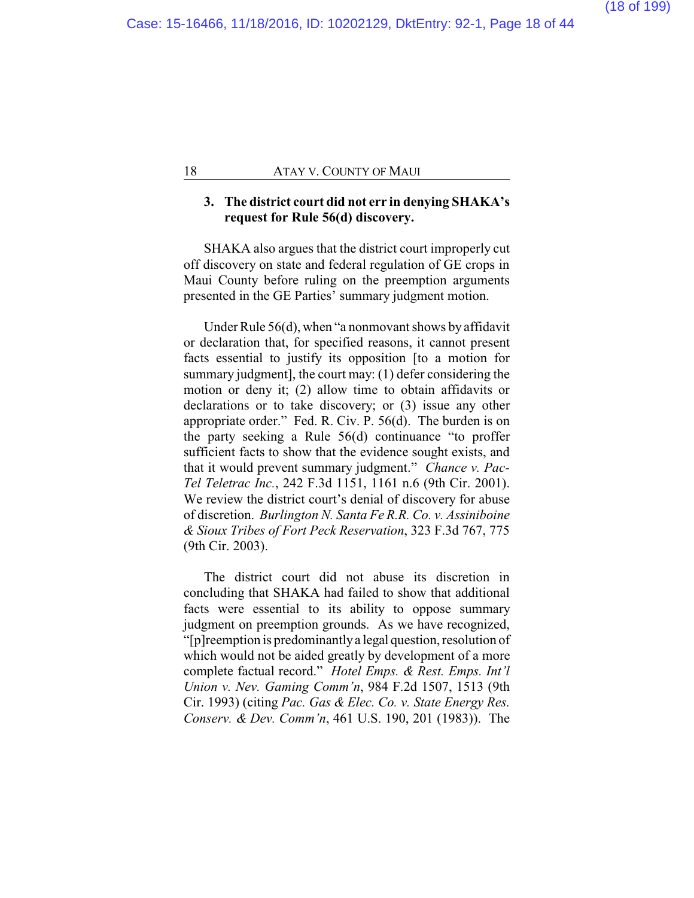### 3. The district court did not err in denying SHAKA's request for Rule 56(d) discovery.

SHAKA also argues that the district court improperly cut off discovery on state and federal regulation of GE crops in Maui County before ruling on the preemption arguments presented in the GE Parties' summary judgment motion.

Under Rule 56(d), when "a nonmovant shows by affidavit or declaration that, for specified reasons, it cannot present facts essential to justify its opposition [to a motion for summary judgment], the court may: (1) defer considering the motion or deny it; (2) allow time to obtain affidavits or declarations or to take discovery; or (3) issue any other appropriate order." Fed. R. Civ. P. 56(d). The burden is on the party seeking a Rule 56(d) continuance "to proffer sufficient facts to show that the evidence sought exists, and that it would prevent summary judgment." *Chance v. Pac-Tel Teletrac Inc.*, 242 F.3d 1151, 1161 n.6 (9th Cir. 2001). We review the district court's denial of discovery for abuse of discretion. *Burlington N. Santa Fe R.R. Co. v. Assiniboine & Sioux Tribes of Fort Peck Reservation*, 323 F.3d 767, 775 (9th Cir. 2003).

The district court did not abuse its discretion in concluding that SHAKA had failed to show that additional facts were essential to its ability to oppose summary judgment on preemption grounds. As we have recognized, "[p]reemption is predominantly a legal question, resolution of which would not be aided greatly by development of a more complete factual record." *Hotel Emps. & Rest. Emps. Int'l Union v. Nev. Gaming Comm'n*, 984 F.2d 1507, 1513 (9th Cir. 1993) (citing *Pac. Gas & Elec. Co. v. State Energy Res. Conserv. & Dev. Comm'n*, 461 U.S. 190, 201 (1983)). The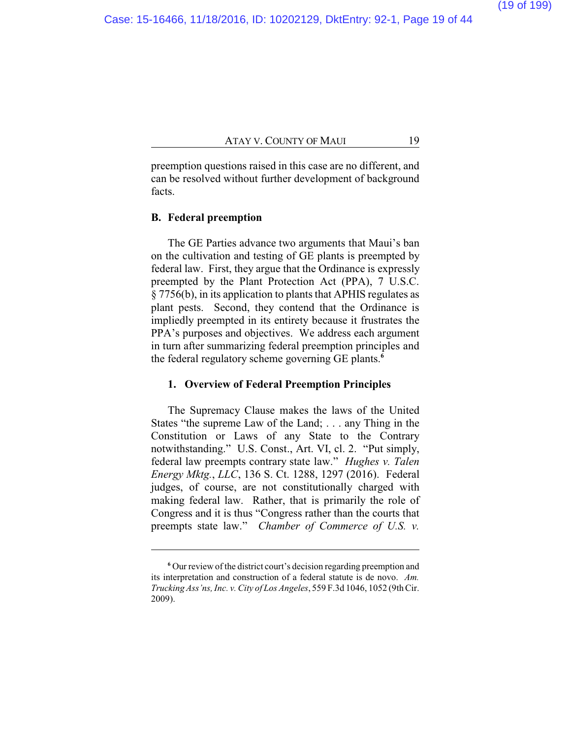preemption questions raised in this case are no different, and can be resolved without further development of background facts.

## B. Federal preemption

The GE Parties advance two arguments that Maui's ban on the cultivation and testing of GE plants is preempted by federal law. First, they argue that the Ordinance is expressly preempted by the Plant Protection Act (PPA), 7 U.S.C. § 7756(b), in its application to plants that APHIS regulates as plant pests. Second, they contend that the Ordinance is impliedly preempted in its entirety because it frustrates the PPA's purposes and objectives. We address each argument in turn after summarizing federal preemption principles and the federal regulatory scheme governing GE plants.[6]

### 1. Overview of Federal Preemption Principles

The Supremacy Clause makes the laws of the United States "the supreme Law of the Land; . . . any Thing in the Constitution or Laws of any State to the Contrary notwithstanding." U.S. Const., Art. VI, cl. 2. "Put simply, federal law preempts contrary state law." *Hughes v. Talen Energy Mktg., LLC*, 136 S. Ct. 1288, 1297 (2016). Federal judges, of course, are not constitutionally charged with making federal law. Rather, that is primarily the role of Congress and it is thus "Congress rather than the courts that preempts state law." *Chamber of Commerce of U.S. v.*

---

[6] Our review of the district court's decision regarding preemption and its interpretation and construction of a federal statute is de novo. *Am. Trucking Ass'ns, Inc. v. City of Los Angeles*, 559 F.3d 1046, 1052 (9th Cir. 2009).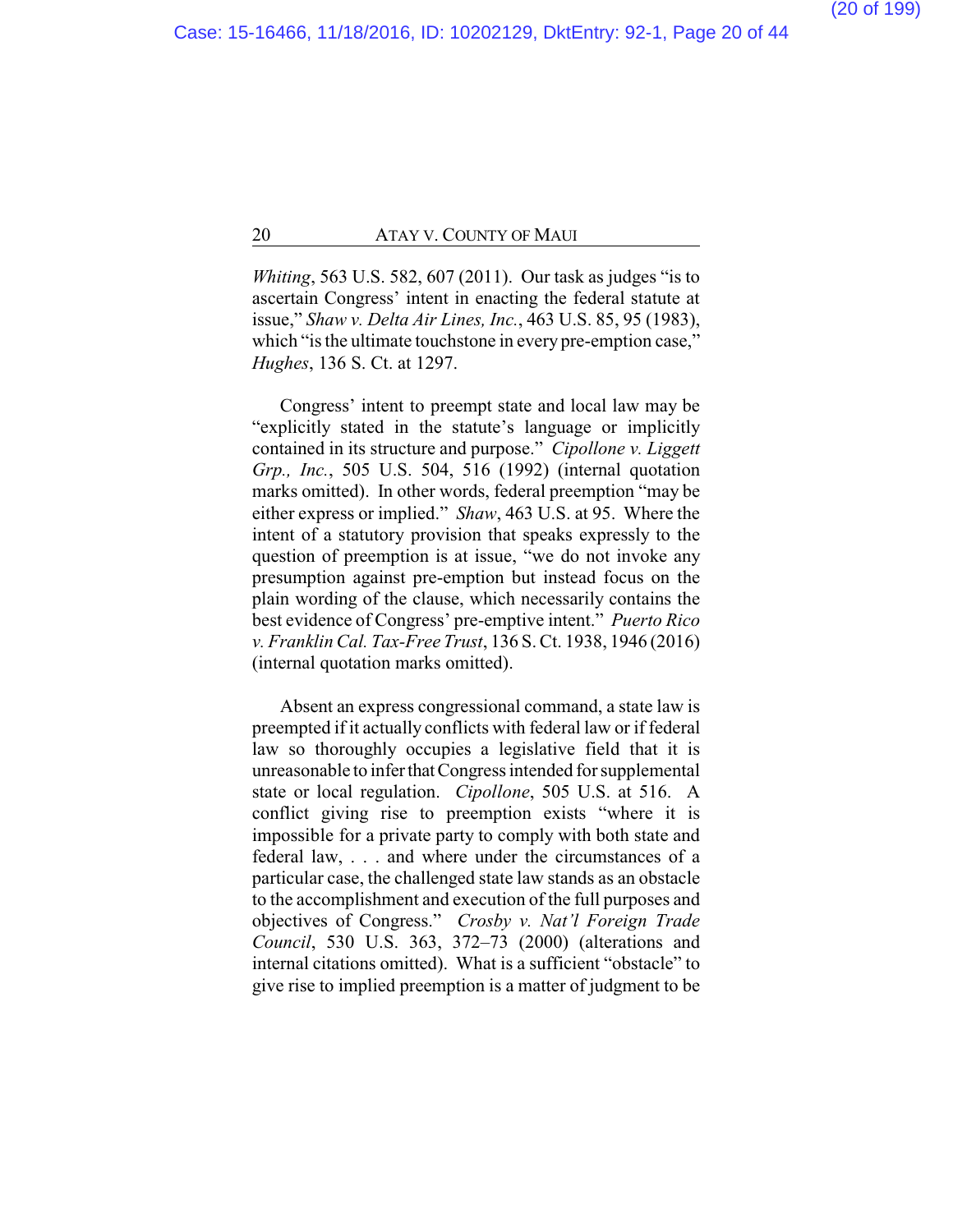*Whiting*, 563 U.S. 582, 607 (2011). Our task as judges "is to ascertain Congress' intent in enacting the federal statute at issue," *Shaw v. Delta Air Lines, Inc.*, 463 U.S. 85, 95 (1983), which "is the ultimate touchstone in every pre-emption case," *Hughes*, 136 S. Ct. at 1297.

Congress' intent to preempt state and local law may be "explicitly stated in the statute's language or implicitly contained in its structure and purpose." *Cipollone v. Liggett Grp., Inc.*, 505 U.S. 504, 516 (1992) (internal quotation marks omitted). In other words, federal preemption "may be either express or implied." *Shaw*, 463 U.S. at 95. Where the intent of a statutory provision that speaks expressly to the question of preemption is at issue, "we do not invoke any presumption against pre-emption but instead focus on the plain wording of the clause, which necessarily contains the best evidence of Congress' pre-emptive intent." *Puerto Rico v. Franklin Cal. Tax-Free Trust*, 136 S. Ct. 1938, 1946 (2016) (internal quotation marks omitted).

Absent an express congressional command, a state law is preempted if it actually conflicts with federal law or if federal law so thoroughly occupies a legislative field that it is unreasonable to infer that Congress intended for supplemental state or local regulation. *Cipollone*, 505 U.S. at 516. A conflict giving rise to preemption exists "where it is impossible for a private party to comply with both state and federal law, . . . and where under the circumstances of a particular case, the challenged state law stands as an obstacle to the accomplishment and execution of the full purposes and objectives of Congress." *Crosby v. Nat'l Foreign Trade Council*, 530 U.S. 363, 372–73 (2000) (alterations and internal citations omitted). What is a sufficient "obstacle" to give rise to implied preemption is a matter of judgment to be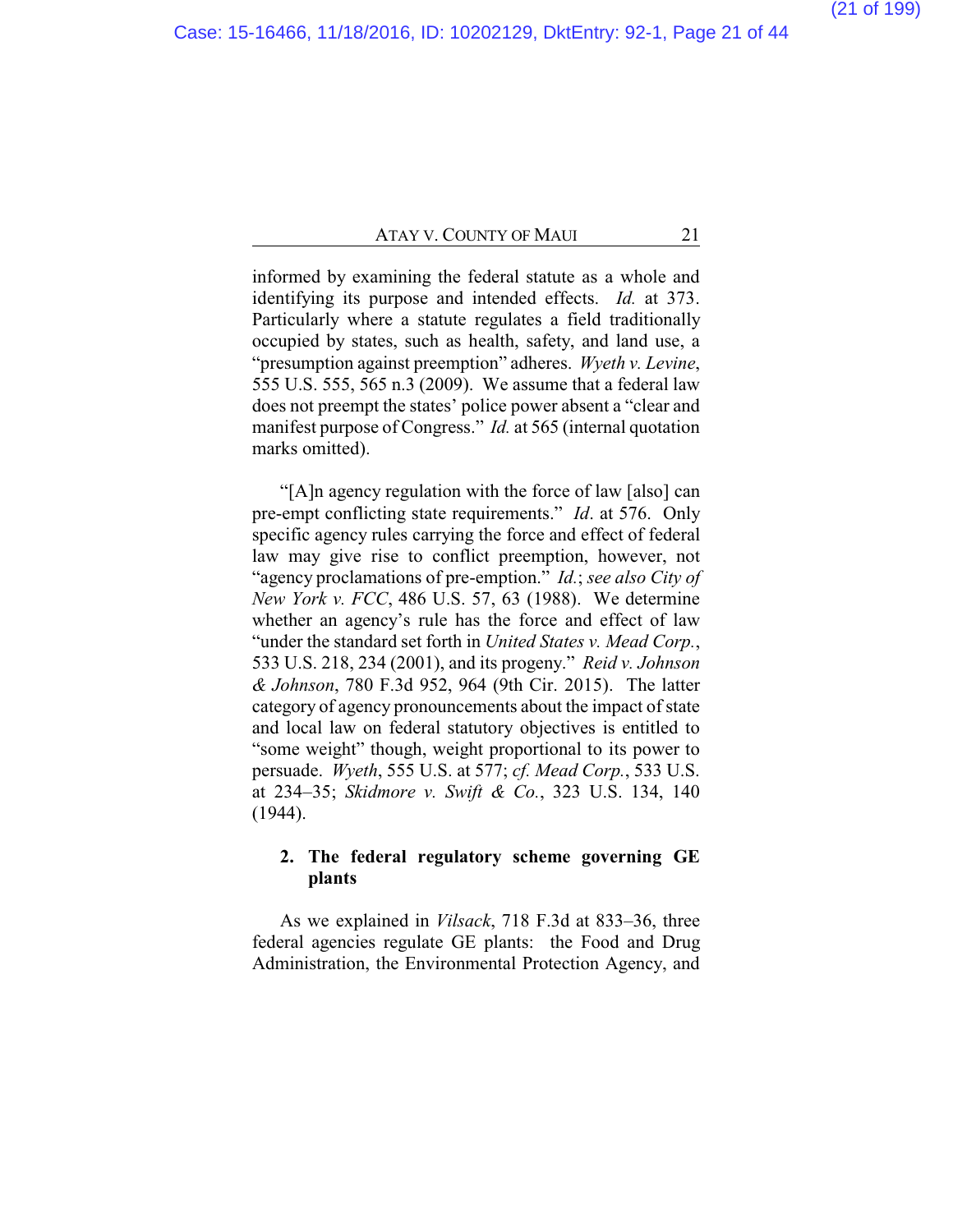informed by examining the federal statute as a whole and identifying its purpose and intended effects. *Id.* at 373. Particularly where a statute regulates a field traditionally occupied by states, such as health, safety, and land use, a "presumption against preemption" adheres. *Wyeth v. Levine*, 555 U.S. 555, 565 n.3 (2009). We assume that a federal law does not preempt the states' police power absent a "clear and manifest purpose of Congress." *Id.* at 565 (internal quotation marks omitted).

"[A]n agency regulation with the force of law [also] can pre-empt conflicting state requirements." *Id*. at 576. Only specific agency rules carrying the force and effect of federal law may give rise to conflict preemption, however, not "agency proclamations of pre-emption." *Id.*; *see also City of New York v. FCC*, 486 U.S. 57, 63 (1988). We determine whether an agency's rule has the force and effect of law "under the standard set forth in *United States v. Mead Corp.*, 533 U.S. 218, 234 (2001), and its progeny." *Reid v. Johnson & Johnson*, 780 F.3d 952, 964 (9th Cir. 2015). The latter category of agency pronouncements about the impact of state and local law on federal statutory objectives is entitled to "some weight" though, weight proportional to its power to persuade. *Wyeth*, 555 U.S. at 577; *cf. Mead Corp.*, 533 U.S. at 234–35; *Skidmore v. Swift & Co.*, 323 U.S. 134, 140 (1944).

### 2. The federal regulatory scheme governing GE plants

As we explained in *Vilsack*, 718 F.3d at 833–36, three federal agencies regulate GE plants: the Food and Drug Administration, the Environmental Protection Agency, and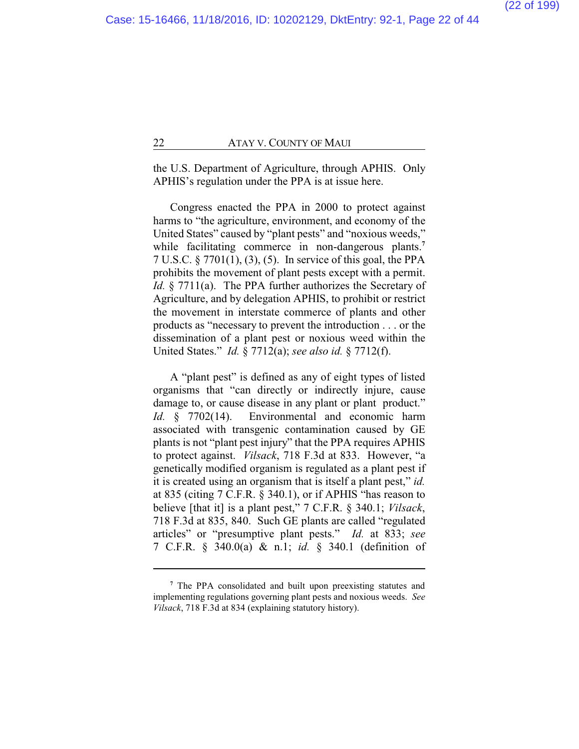the U.S. Department of Agriculture, through APHIS. Only APHIS's regulation under the PPA is at issue here.

Congress enacted the PPA in 2000 to protect against harms to "the agriculture, environment, and economy of the United States" caused by "plant pests" and "noxious weeds," while facilitating commerce in non-dangerous plants.[7] 7 U.S.C. § 7701(1), (3), (5). In service of this goal, the PPA prohibits the movement of plant pests except with a permit. *Id.* § 7711(a). The PPA further authorizes the Secretary of Agriculture, and by delegation APHIS, to prohibit or restrict the movement in interstate commerce of plants and other products as "necessary to prevent the introduction . . . or the dissemination of a plant pest or noxious weed within the United States." *Id.* § 7712(a); *see also id.* § 7712(f).

A "plant pest" is defined as any of eight types of listed organisms that "can directly or indirectly injure, cause damage to, or cause disease in any plant or plant product." *Id.* § 7702(14). Environmental and economic harm associated with transgenic contamination caused by GE plants is not "plant pest injury" that the PPA requires APHIS to protect against. *Vilsack*, 718 F.3d at 833. However, "a genetically modified organism is regulated as a plant pest if it is created using an organism that is itself a plant pest," *id.* at 835 (citing 7 C.F.R. § 340.1), or if APHIS "has reason to believe [that it] is a plant pest," 7 C.F.R. § 340.1; *Vilsack*, 718 F.3d at 835, 840. Such GE plants are called "regulated articles" or "presumptive plant pests." *Id.* at 833; *see* 7 C.F.R. § 340.0(a) & n.1; *id.* § 340.1 (definition of

---

[7] The PPA consolidated and built upon preexisting statutes and implementing regulations governing plant pests and noxious weeds. *See Vilsack*, 718 F.3d at 834 (explaining statutory history).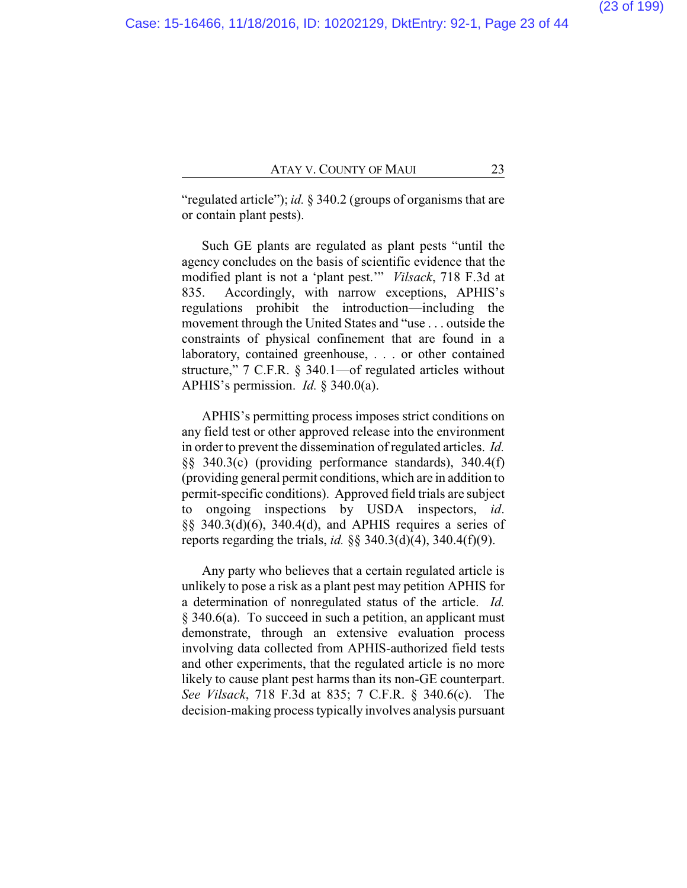"regulated article"); *id.* § 340.2 (groups of organisms that are or contain plant pests).

Such GE plants are regulated as plant pests "until the agency concludes on the basis of scientific evidence that the modified plant is not a 'plant pest.'" *Vilsack*, 718 F.3d at 835. Accordingly, with narrow exceptions, APHIS's regulations prohibit the introduction—including the movement through the United States and "use . . . outside the constraints of physical confinement that are found in a laboratory, contained greenhouse, . . . or other contained structure," 7 C.F.R. § 340.1—of regulated articles without APHIS's permission. *Id.* § 340.0(a).

APHIS's permitting process imposes strict conditions on any field test or other approved release into the environment in order to prevent the dissemination of regulated articles. *Id.* §§ 340.3(c) (providing performance standards), 340.4(f) (providing general permit conditions, which are in addition to permit-specific conditions). Approved field trials are subject to ongoing inspections by USDA inspectors, *id.* §§ 340.3(d)(6), 340.4(d), and APHIS requires a series of reports regarding the trials, *id.* §§ 340.3(d)(4), 340.4(f)(9).

Any party who believes that a certain regulated article is unlikely to pose a risk as a plant pest may petition APHIS for a determination of nonregulated status of the article. *Id.* § 340.6(a). To succeed in such a petition, an applicant must demonstrate, through an extensive evaluation process involving data collected from APHIS-authorized field tests and other experiments, that the regulated article is no more likely to cause plant pest harms than its non-GE counterpart. *See Vilsack*, 718 F.3d at 835; 7 C.F.R. § 340.6(c). The decision-making process typically involves analysis pursuant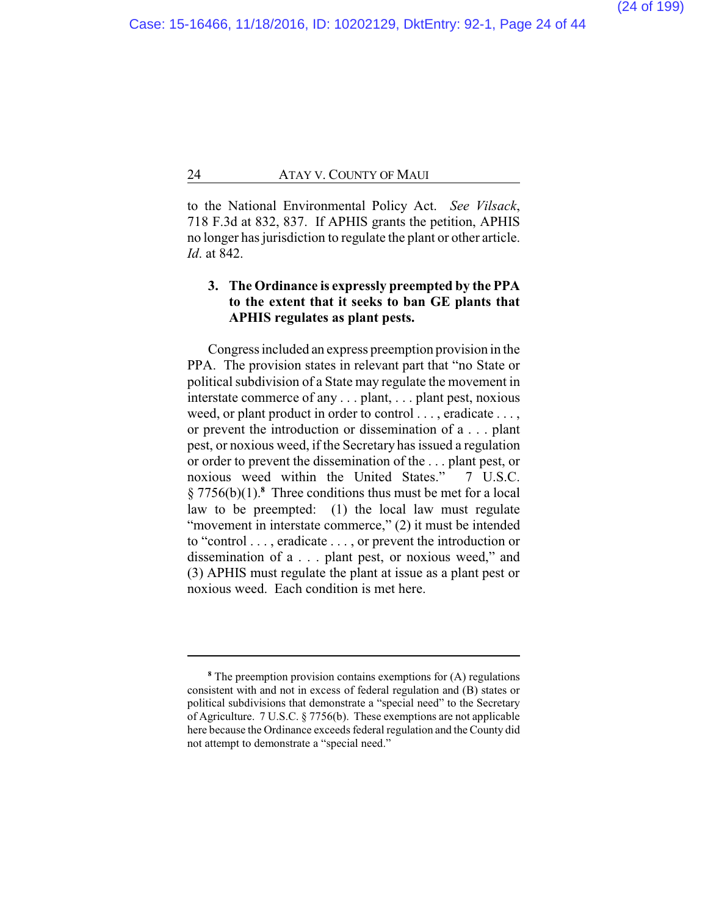to the National Environmental Policy Act. *See Vilsack*, 718 F.3d at 832, 837. If APHIS grants the petition, APHIS no longer has jurisdiction to regulate the plant or other article. *Id*. at 842.

### 3. The Ordinance is expressly preempted by the PPA to the extent that it seeks to ban GE plants that APHIS regulates as plant pests.

Congress included an express preemption provision in the PPA. The provision states in relevant part that "no State or political subdivision of a State may regulate the movement in interstate commerce of any . . . plant, . . . plant pest, noxious weed, or plant product in order to control . . . , eradicate . . . , or prevent the introduction or dissemination of a . . . plant pest, or noxious weed, if the Secretary has issued a regulation or order to prevent the dissemination of the . . . plant pest, or noxious weed within the United States." 7 U.S.C. § 7756(b)(1).[8] Three conditions thus must be met for a local law to be preempted: (1) the local law must regulate "movement in interstate commerce," (2) it must be intended to "control . . . , eradicate . . . , or prevent the introduction or dissemination of a . . . plant pest, or noxious weed," and (3) APHIS must regulate the plant at issue as a plant pest or noxious weed. Each condition is met here.

---

[8] The preemption provision contains exemptions for (A) regulations consistent with and not in excess of federal regulation and (B) states or political subdivisions that demonstrate a "special need" to the Secretary of Agriculture. 7 U.S.C. § 7756(b). These exemptions are not applicable here because the Ordinance exceeds federal regulation and the County did not attempt to demonstrate a "special need."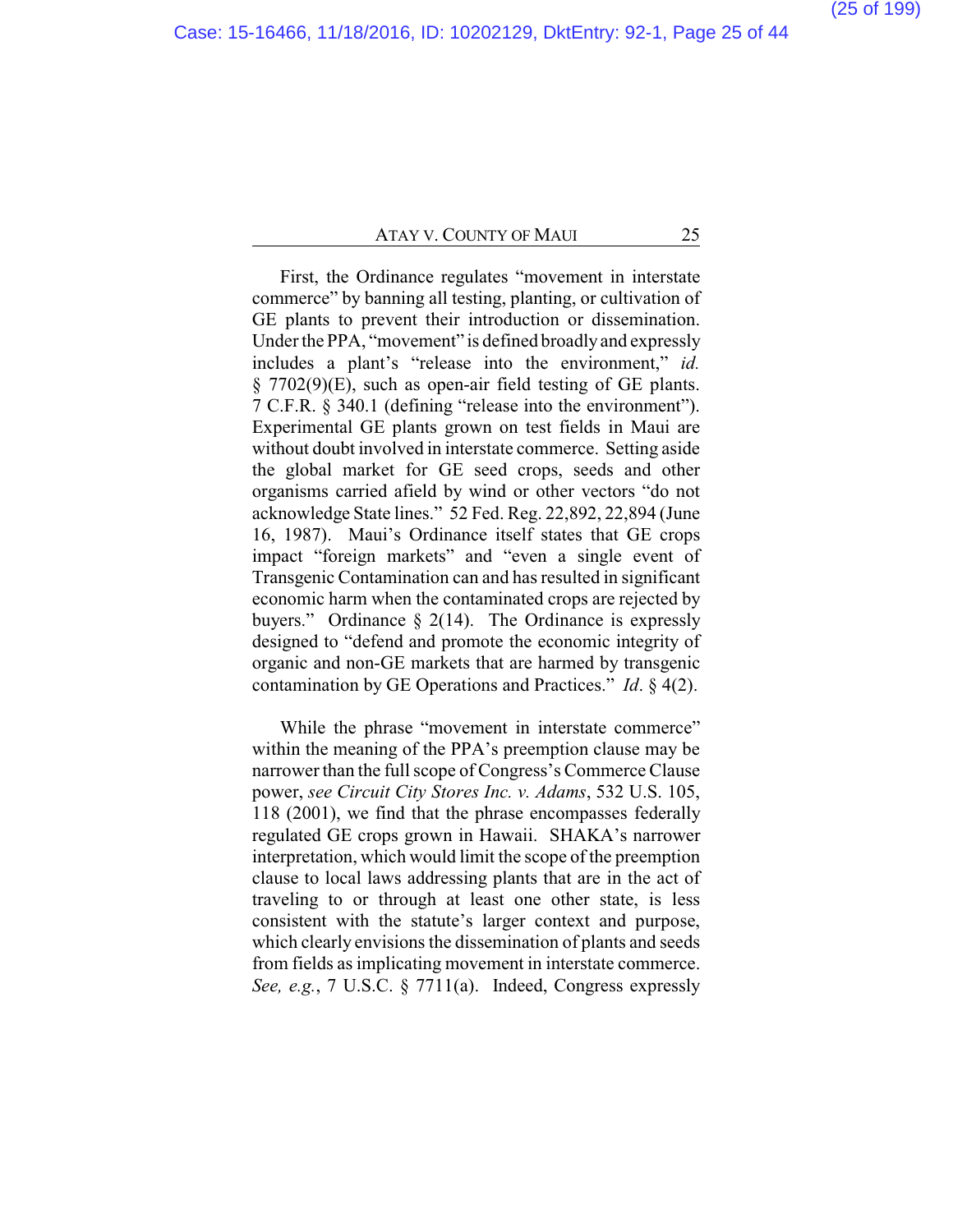First, the Ordinance regulates "movement in interstate commerce" by banning all testing, planting, or cultivation of GE plants to prevent their introduction or dissemination. Under the PPA, "movement" is defined broadly and expressly includes a plant's "release into the environment," *id.* § 7702(9)(E), such as open-air field testing of GE plants. 7 C.F.R. § 340.1 (defining "release into the environment"). Experimental GE plants grown on test fields in Maui are without doubt involved in interstate commerce. Setting aside the global market for GE seed crops, seeds and other organisms carried afield by wind or other vectors "do not acknowledge State lines." 52 Fed. Reg. 22,892, 22,894 (June 16, 1987). Maui's Ordinance itself states that GE crops impact "foreign markets" and "even a single event of Transgenic Contamination can and has resulted in significant economic harm when the contaminated crops are rejected by buyers." Ordinance § 2(14). The Ordinance is expressly designed to "defend and promote the economic integrity of organic and non-GE markets that are harmed by transgenic contamination by GE Operations and Practices." *Id*. § 4(2).

While the phrase "movement in interstate commerce" within the meaning of the PPA's preemption clause may be narrower than the full scope of Congress's Commerce Clause power, *see Circuit City Stores Inc. v. Adams*, 532 U.S. 105, 118 (2001), we find that the phrase encompasses federally regulated GE crops grown in Hawaii. SHAKA's narrower interpretation, which would limit the scope of the preemption clause to local laws addressing plants that are in the act of traveling to or through at least one other state, is less consistent with the statute's larger context and purpose, which clearly envisions the dissemination of plants and seeds from fields as implicating movement in interstate commerce. *See, e.g.*, 7 U.S.C. § 7711(a). Indeed, Congress expressly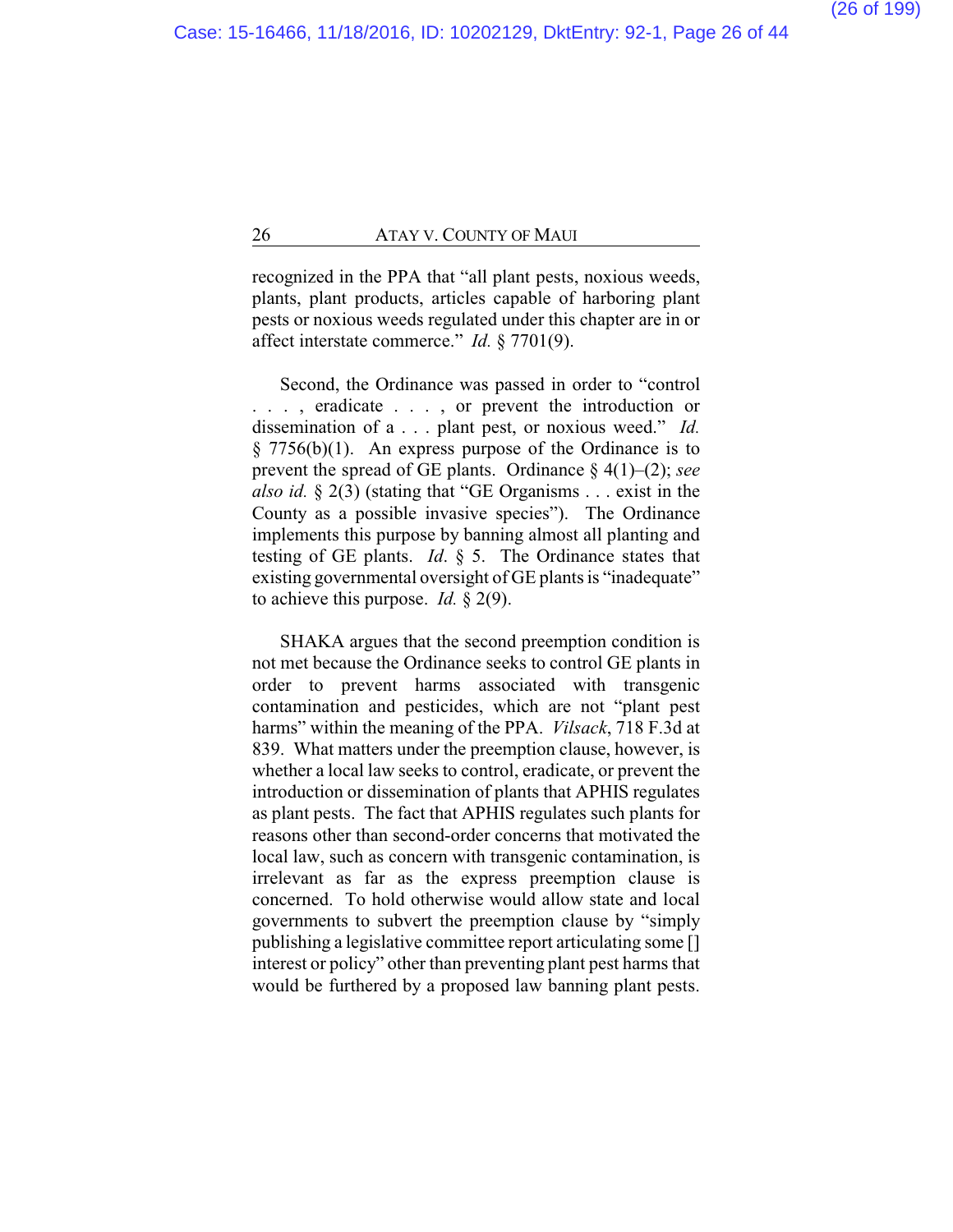recognized in the PPA that "all plant pests, noxious weeds, plants, plant products, articles capable of harboring plant pests or noxious weeds regulated under this chapter are in or affect interstate commerce." *Id.* § 7701(9).

Second, the Ordinance was passed in order to "control . . . , eradicate . . . , or prevent the introduction or dissemination of a . . . plant pest, or noxious weed." *Id.* § 7756(b)(1). An express purpose of the Ordinance is to prevent the spread of GE plants. Ordinance § 4(1)–(2); *see also id.* § 2(3) (stating that "GE Organisms . . . exist in the County as a possible invasive species"). The Ordinance implements this purpose by banning almost all planting and testing of GE plants. *Id.* § 5. The Ordinance states that existing governmental oversight of GE plants is "inadequate" to achieve this purpose. *Id.* § 2(9).

SHAKA argues that the second preemption condition is not met because the Ordinance seeks to control GE plants in order to prevent harms associated with transgenic contamination and pesticides, which are not "plant pest harms" within the meaning of the PPA. *Vilsack*, 718 F.3d at 839. What matters under the preemption clause, however, is whether a local law seeks to control, eradicate, or prevent the introduction or dissemination of plants that APHIS regulates as plant pests. The fact that APHIS regulates such plants for reasons other than second-order concerns that motivated the local law, such as concern with transgenic contamination, is irrelevant as far as the express preemption clause is concerned. To hold otherwise would allow state and local governments to subvert the preemption clause by "simply publishing a legislative committee report articulating some [] interest or policy" other than preventing plant pest harms that would be furthered by a proposed law banning plant pests.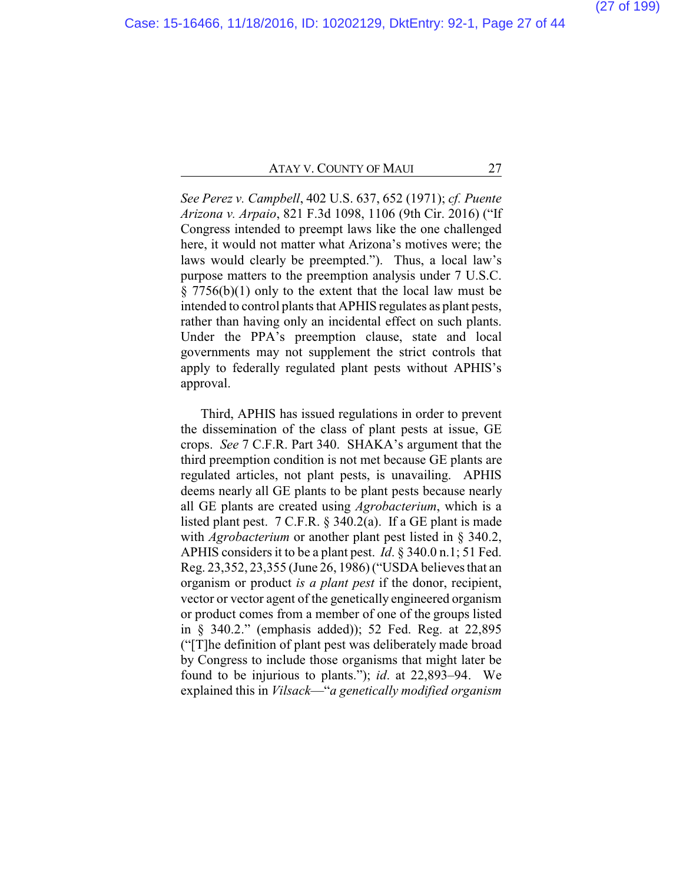*See Perez v. Campbell*, 402 U.S. 637, 652 (1971); *cf. Puente Arizona v. Arpaio*, 821 F.3d 1098, 1106 (9th Cir. 2016) ("If Congress intended to preempt laws like the one challenged here, it would not matter what Arizona's motives were; the laws would clearly be preempted."). Thus, a local law's purpose matters to the preemption analysis under 7 U.S.C. § 7756(b)(1) only to the extent that the local law must be intended to control plants that APHIS regulates as plant pests, rather than having only an incidental effect on such plants. Under the PPA's preemption clause, state and local governments may not supplement the strict controls that apply to federally regulated plant pests without APHIS's approval.

Third, APHIS has issued regulations in order to prevent the dissemination of the class of plant pests at issue, GE crops. *See* 7 C.F.R. Part 340. SHAKA's argument that the third preemption condition is not met because GE plants are regulated articles, not plant pests, is unavailing. APHIS deems nearly all GE plants to be plant pests because nearly all GE plants are created using *Agrobacterium*, which is a listed plant pest. 7 C.F.R. § 340.2(a). If a GE plant is made with *Agrobacterium* or another plant pest listed in § 340.2, APHIS considers it to be a plant pest. *Id*. § 340.0 n.1; 51 Fed. Reg. 23,352, 23,355 (June 26, 1986) ("USDA believes that an organism or product *is a plant pest* if the donor, recipient, vector or vector agent of the genetically engineered organism or product comes from a member of one of the groups listed in § 340.2." (emphasis added)); 52 Fed. Reg. at 22,895 ("[T]he definition of plant pest was deliberately made broad by Congress to include those organisms that might later be found to be injurious to plants."); *id*. at 22,893–94. We explained this in *Vilsack*—"*a genetically modified organism*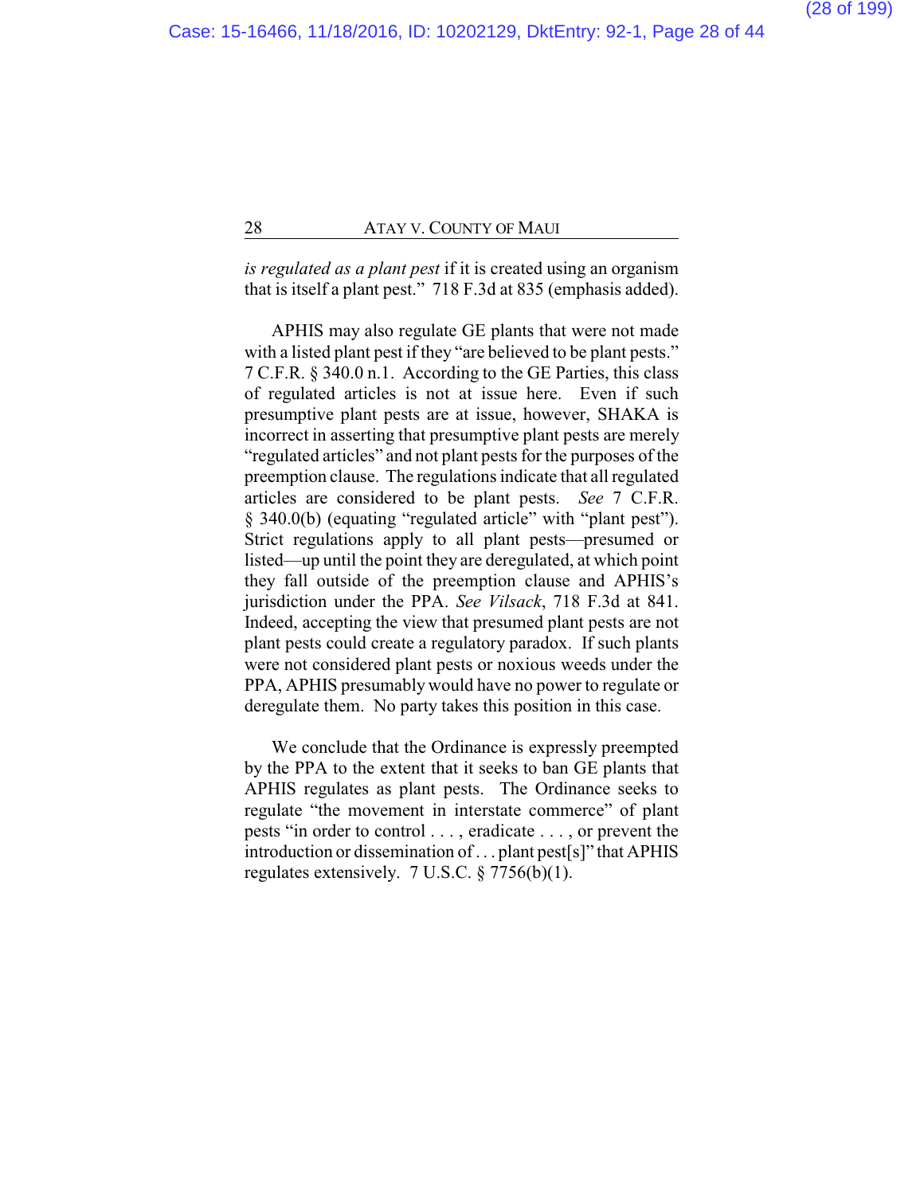*is regulated as a plant pest* if it is created using an organism that is itself a plant pest." 718 F.3d at 835 (emphasis added).

APHIS may also regulate GE plants that were not made with a listed plant pest if they "are believed to be plant pests." 7 C.F.R. § 340.0 n.1. According to the GE Parties, this class of regulated articles is not at issue here. Even if such presumptive plant pests are at issue, however, SHAKA is incorrect in asserting that presumptive plant pests are merely "regulated articles" and not plant pests for the purposes of the preemption clause. The regulations indicate that all regulated articles are considered to be plant pests. *See* 7 C.F.R. § 340.0(b) (equating "regulated article" with "plant pest"). Strict regulations apply to all plant pests—presumed or listed—up until the point they are deregulated, at which point they fall outside of the preemption clause and APHIS's jurisdiction under the PPA. *See Vilsack*, 718 F.3d at 841. Indeed, accepting the view that presumed plant pests are not plant pests could create a regulatory paradox. If such plants were not considered plant pests or noxious weeds under the PPA, APHIS presumably would have no power to regulate or deregulate them. No party takes this position in this case.

We conclude that the Ordinance is expressly preempted by the PPA to the extent that it seeks to ban GE plants that APHIS regulates as plant pests. The Ordinance seeks to regulate "the movement in interstate commerce" of plant pests "in order to control . . . , eradicate . . . , or prevent the introduction or dissemination of . . . plant pest[s]" that APHIS regulates extensively. 7 U.S.C. § 7756(b)(1).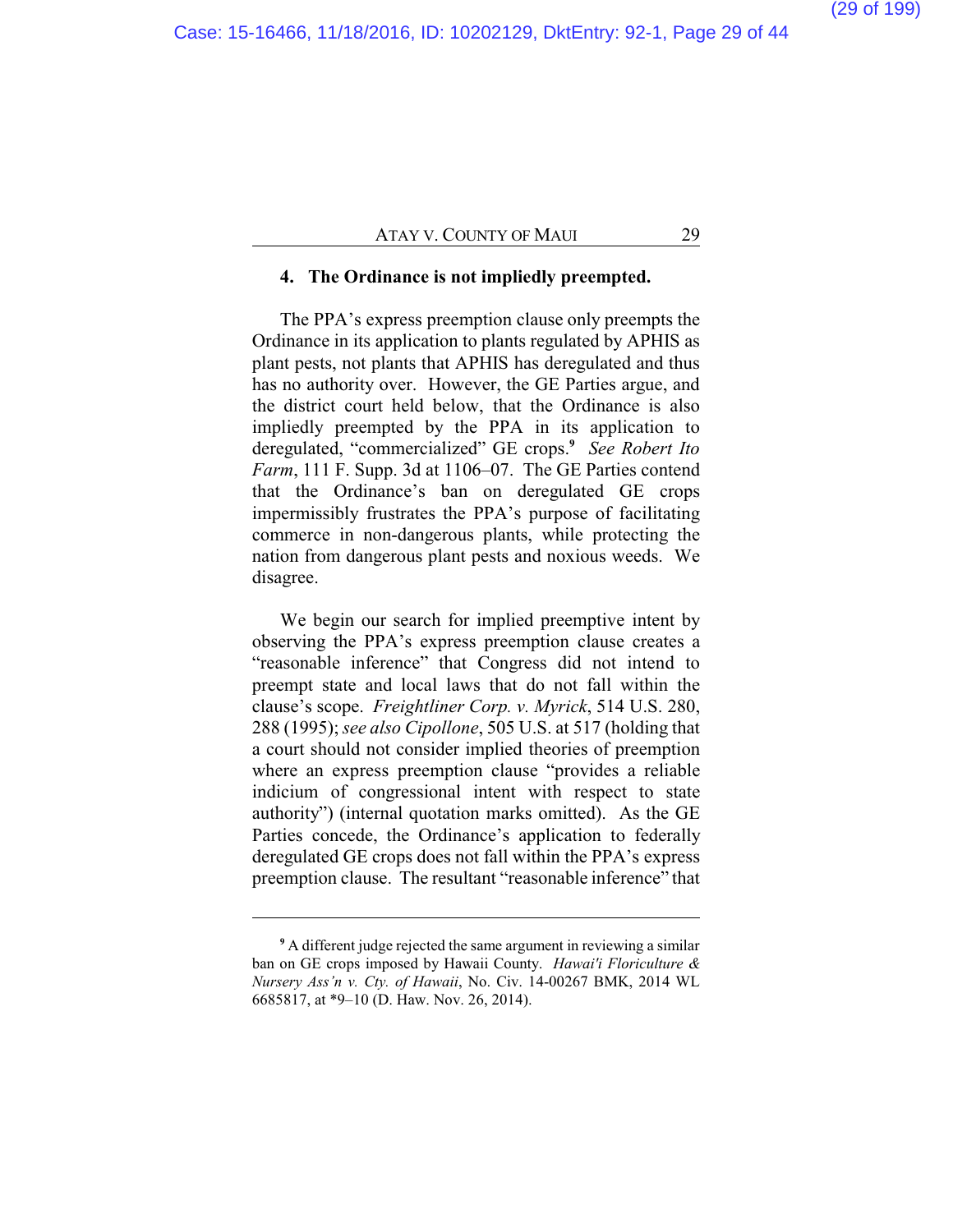### 4. The Ordinance is not impliedly preempted.

The PPA's express preemption clause only preempts the Ordinance in its application to plants regulated by APHIS as plant pests, not plants that APHIS has deregulated and thus has no authority over. However, the GE Parties argue, and the district court held below, that the Ordinance is also impliedly preempted by the PPA in its application to deregulated, "commercialized" GE crops.[9] *See Robert Ito Farm*, 111 F. Supp. 3d at 1106–07. The GE Parties contend that the Ordinance's ban on deregulated GE crops impermissibly frustrates the PPA's purpose of facilitating commerce in non-dangerous plants, while protecting the nation from dangerous plant pests and noxious weeds. We disagree.

We begin our search for implied preemptive intent by observing the PPA's express preemption clause creates a "reasonable inference" that Congress did not intend to preempt state and local laws that do not fall within the clause's scope. *Freightliner Corp. v. Myrick*, 514 U.S. 280, 288 (1995); *see also Cipollone*, 505 U.S. at 517 (holding that a court should not consider implied theories of preemption where an express preemption clause "provides a reliable indicium of congressional intent with respect to state authority") (internal quotation marks omitted). As the GE Parties concede, the Ordinance's application to federally deregulated GE crops does not fall within the PPA's express preemption clause. The resultant "reasonable inference" that

---

[9] A different judge rejected the same argument in reviewing a similar ban on GE crops imposed by Hawaii County. *Hawai'i Floriculture & Nursery Ass'n v. Cty. of Hawaii*, No. Civ. 14-00267 BMK, 2014 WL 6685817, at *9–10 (D. Haw. Nov. 26, 2014).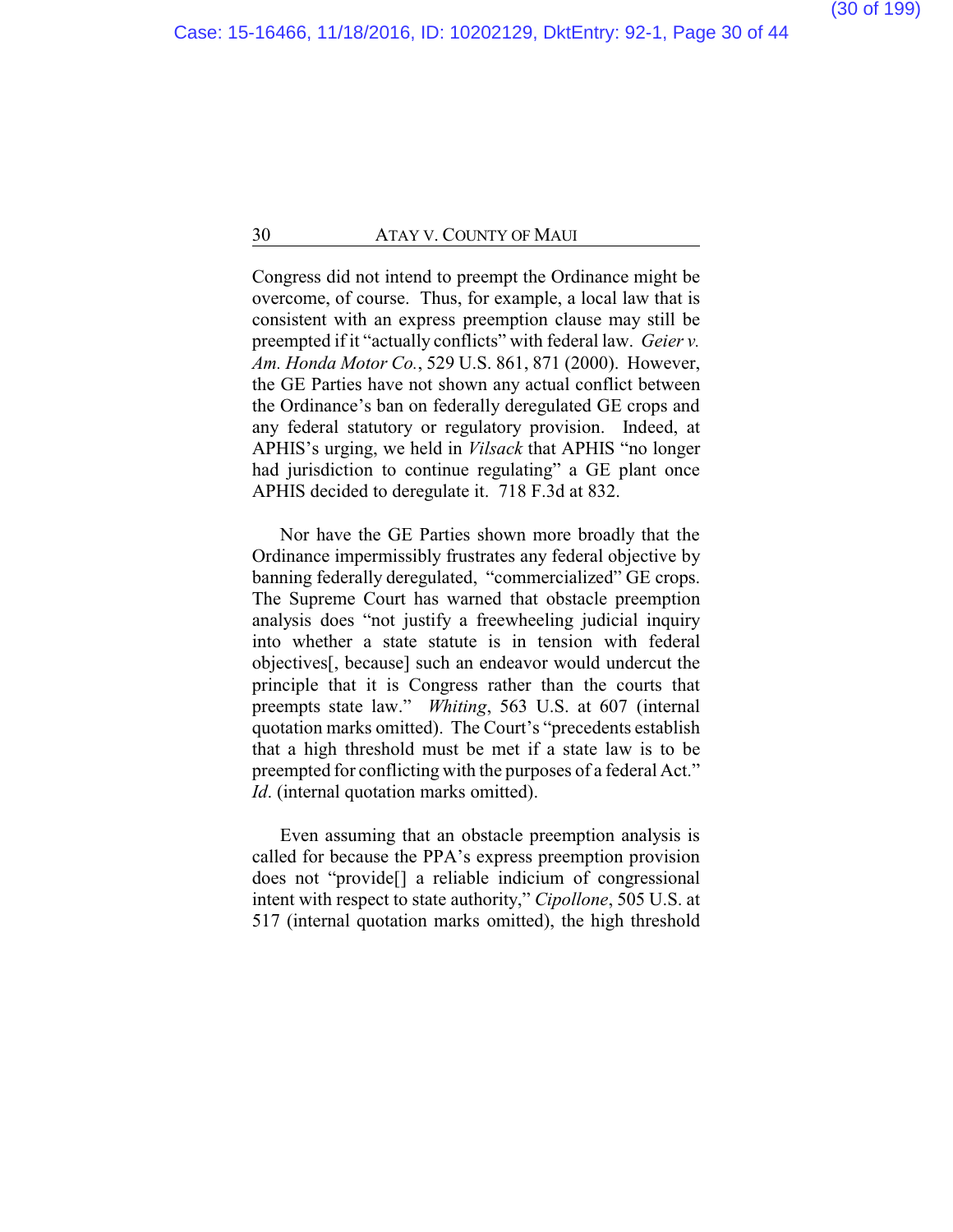Congress did not intend to preempt the Ordinance might be overcome, of course. Thus, for example, a local law that is consistent with an express preemption clause may still be preempted if it "actually conflicts" with federal law. *Geier v. Am. Honda Motor Co.*, 529 U.S. 861, 871 (2000). However, the GE Parties have not shown any actual conflict between the Ordinance's ban on federally deregulated GE crops and any federal statutory or regulatory provision. Indeed, at APHIS's urging, we held in *Vilsack* that APHIS "no longer had jurisdiction to continue regulating" a GE plant once APHIS decided to deregulate it. 718 F.3d at 832.

Nor have the GE Parties shown more broadly that the Ordinance impermissibly frustrates any federal objective by banning federally deregulated, "commercialized" GE crops. The Supreme Court has warned that obstacle preemption analysis does "not justify a freewheeling judicial inquiry into whether a state statute is in tension with federal objectives[, because] such an endeavor would undercut the principle that it is Congress rather than the courts that preempts state law." *Whiting*, 563 U.S. at 607 (internal quotation marks omitted). The Court's "precedents establish that a high threshold must be met if a state law is to be preempted for conflicting with the purposes of a federal Act." *Id*. (internal quotation marks omitted).

Even assuming that an obstacle preemption analysis is called for because the PPA's express preemption provision does not "provide[] a reliable indicium of congressional intent with respect to state authority," *Cipollone*, 505 U.S. at 517 (internal quotation marks omitted), the high threshold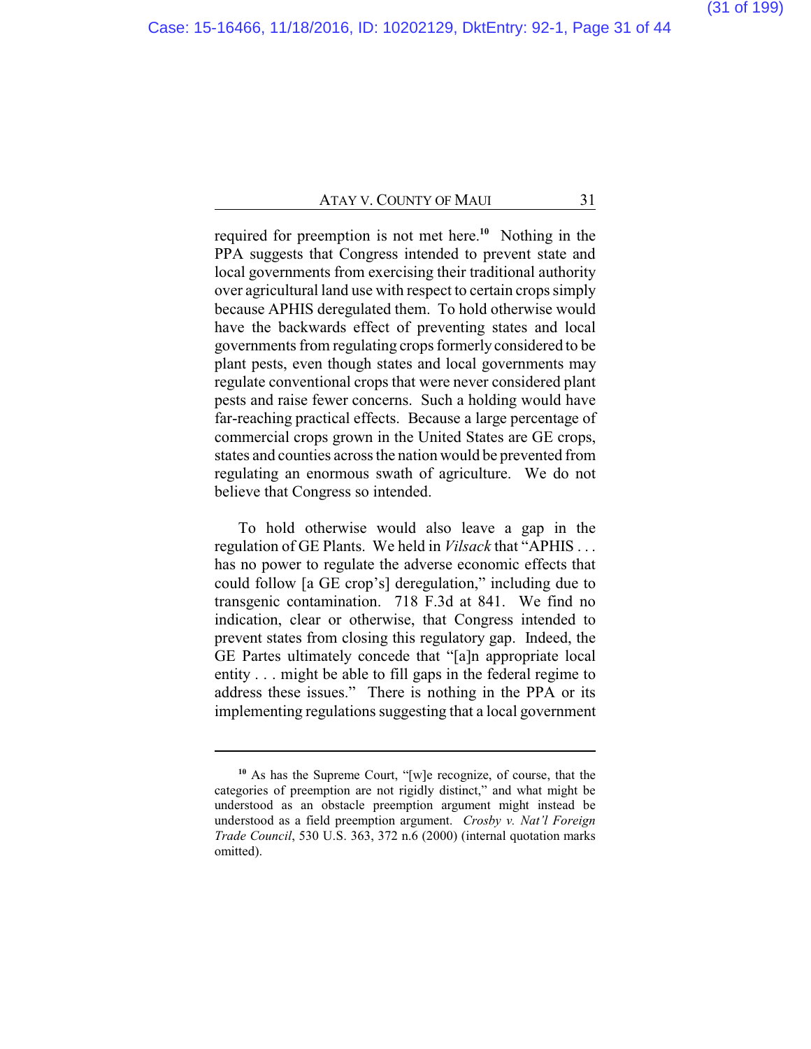required for preemption is not met here.[10] Nothing in the PPA suggests that Congress intended to prevent state and local governments from exercising their traditional authority over agricultural land use with respect to certain crops simply because APHIS deregulated them. To hold otherwise would have the backwards effect of preventing states and local governments from regulating crops formerly considered to be plant pests, even though states and local governments may regulate conventional crops that were never considered plant pests and raise fewer concerns. Such a holding would have far-reaching practical effects. Because a large percentage of commercial crops grown in the United States are GE crops, states and counties across the nation would be prevented from regulating an enormous swath of agriculture. We do not believe that Congress so intended.

To hold otherwise would also leave a gap in the regulation of GE Plants. We held in *Vilsack* that "APHIS . . . has no power to regulate the adverse economic effects that could follow [a GE crop's] deregulation," including due to transgenic contamination. 718 F.3d at 841. We find no indication, clear or otherwise, that Congress intended to prevent states from closing this regulatory gap. Indeed, the GE Partes ultimately concede that "[a]n appropriate local entity . . . might be able to fill gaps in the federal regime to address these issues." There is nothing in the PPA or its implementing regulations suggesting that a local government

---

[10] As has the Supreme Court, "[w]e recognize, of course, that the categories of preemption are not rigidly distinct," and what might be understood as an obstacle preemption argument might instead be understood as a field preemption argument. *Crosby v. Nat'l Foreign Trade Council*, 530 U.S. 363, 372 n.6 (2000) (internal quotation marks omitted).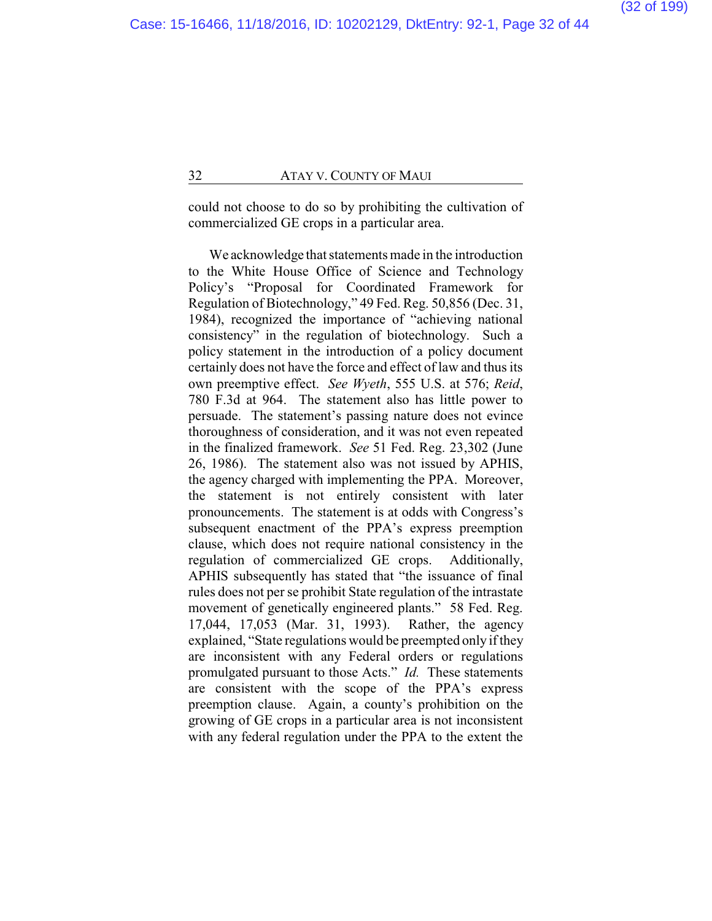could not choose to do so by prohibiting the cultivation of commercialized GE crops in a particular area.

We acknowledge that statements made in the introduction to the White House Office of Science and Technology Policy's "Proposal for Coordinated Framework for Regulation of Biotechnology," 49 Fed. Reg. 50,856 (Dec. 31, 1984), recognized the importance of "achieving national consistency" in the regulation of biotechnology. Such a policy statement in the introduction of a policy document certainly does not have the force and effect of law and thus its own preemptive effect. *See Wyeth*, 555 U.S. at 576; *Reid*, 780 F.3d at 964. The statement also has little power to persuade. The statement's passing nature does not evince thoroughness of consideration, and it was not even repeated in the finalized framework. *See* 51 Fed. Reg. 23,302 (June 26, 1986). The statement also was not issued by APHIS, the agency charged with implementing the PPA. Moreover, the statement is not entirely consistent with later pronouncements. The statement is at odds with Congress's subsequent enactment of the PPA's express preemption clause, which does not require national consistency in the regulation of commercialized GE crops. Additionally, APHIS subsequently has stated that "the issuance of final rules does not per se prohibit State regulation of the intrastate movement of genetically engineered plants." 58 Fed. Reg. 17,044, 17,053 (Mar. 31, 1993). Rather, the agency explained, "State regulations would be preempted only if they are inconsistent with any Federal orders or regulations promulgated pursuant to those Acts." *Id.* These statements are consistent with the scope of the PPA's express preemption clause. Again, a county's prohibition on the growing of GE crops in a particular area is not inconsistent with any federal regulation under the PPA to the extent the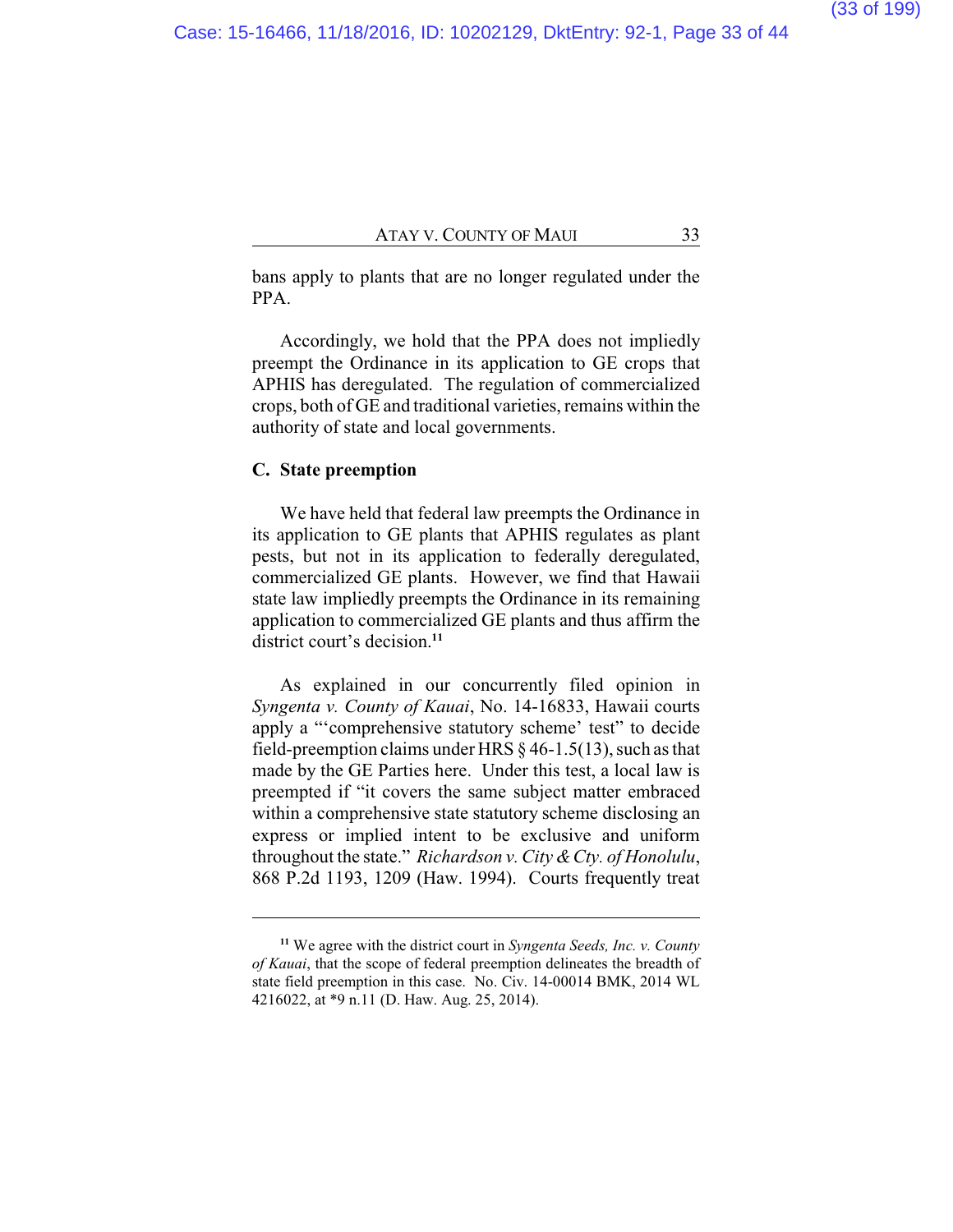bans apply to plants that are no longer regulated under the PPA.

Accordingly, we hold that the PPA does not impliedly preempt the Ordinance in its application to GE crops that APHIS has deregulated. The regulation of commercialized crops, both of GE and traditional varieties, remains within the authority of state and local governments.

### C. State preemption

We have held that federal law preempts the Ordinance in its application to GE plants that APHIS regulates as plant pests, but not in its application to federally deregulated, commercialized GE plants. However, we find that Hawaii state law impliedly preempts the Ordinance in its remaining application to commercialized GE plants and thus affirm the district court's decision.[11]

As explained in our concurrently filed opinion in *Syngenta v. County of Kauai*, No. 14-16833, Hawaii courts apply a "'comprehensive statutory scheme' test" to decide field-preemption claims under HRS § 46-1.5(13), such as that made by the GE Parties here. Under this test, a local law is preempted if "it covers the same subject matter embraced within a comprehensive state statutory scheme disclosing an express or implied intent to be exclusive and uniform throughout the state." *Richardson v. City & Cty. of Honolulu*, 868 P.2d 1193, 1209 (Haw. 1994). Courts frequently treat

---

[11] We agree with the district court in *Syngenta Seeds, Inc. v. County of Kauai*, that the scope of federal preemption delineates the breadth of state field preemption in this case. No. Civ. 14-00014 BMK, 2014 WL 4216022, at *9 n.11 (D. Haw. Aug. 25, 2014).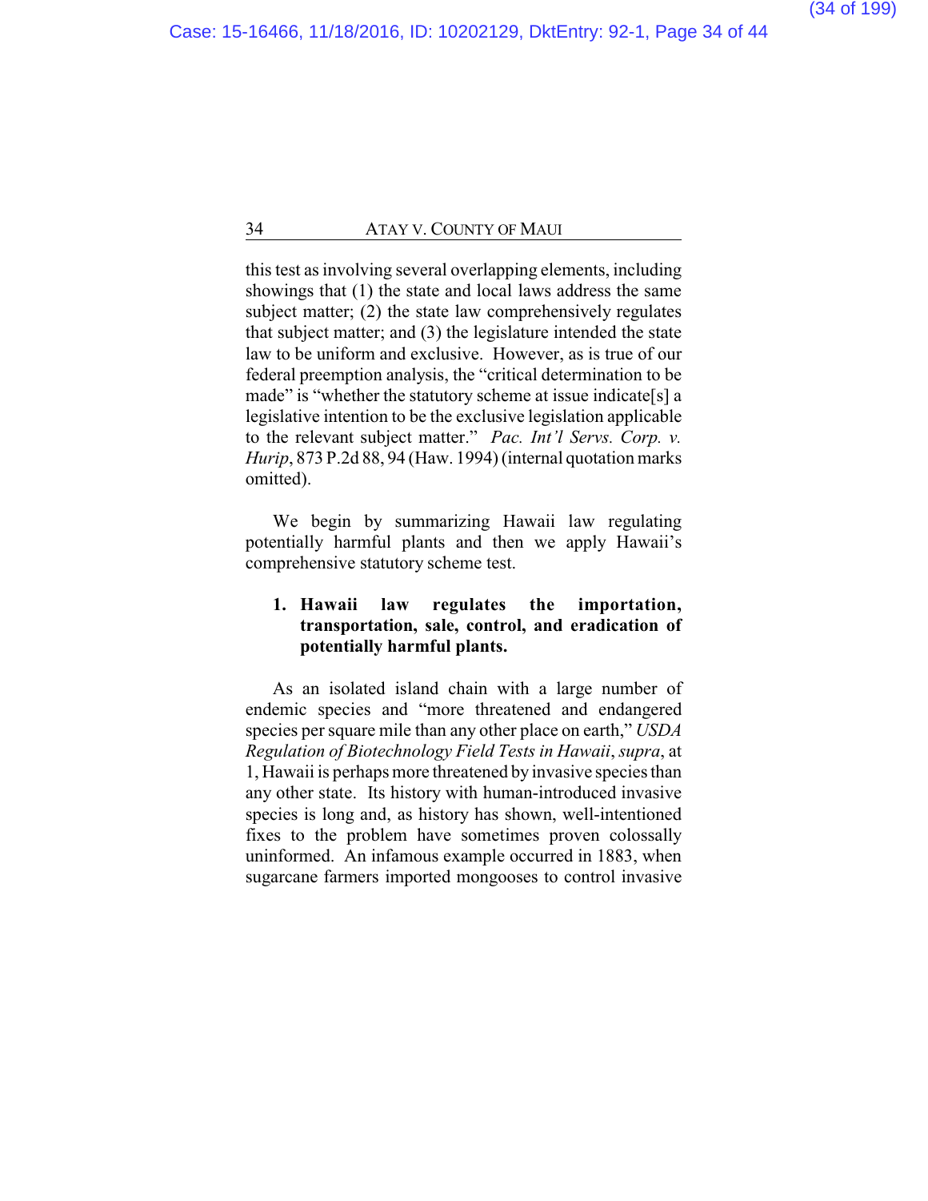this test as involving several overlapping elements, including showings that (1) the state and local laws address the same subject matter; (2) the state law comprehensively regulates that subject matter; and (3) the legislature intended the state law to be uniform and exclusive. However, as is true of our federal preemption analysis, the "critical determination to be made" is "whether the statutory scheme at issue indicate[s] a legislative intention to be the exclusive legislation applicable to the relevant subject matter." *Pac. Int'l Servs. Corp. v. Hurip*, 873 P.2d 88, 94 (Haw. 1994) (internal quotation marks omitted).

We begin by summarizing Hawaii law regulating potentially harmful plants and then we apply Hawaii's comprehensive statutory scheme test.

**1. Hawaii law regulates the importation, transportation, sale, control, and eradication of potentially harmful plants.**

As an isolated island chain with a large number of endemic species and "more threatened and endangered species per square mile than any other place on earth," *USDA Regulation of Biotechnology Field Tests in Hawaii*, *supra*, at 1, Hawaii is perhaps more threatened by invasive species than any other state. Its history with human-introduced invasive species is long and, as history has shown, well-intentioned fixes to the problem have sometimes proven colossally uninformed. An infamous example occurred in 1883, when sugarcane farmers imported mongooses to control invasive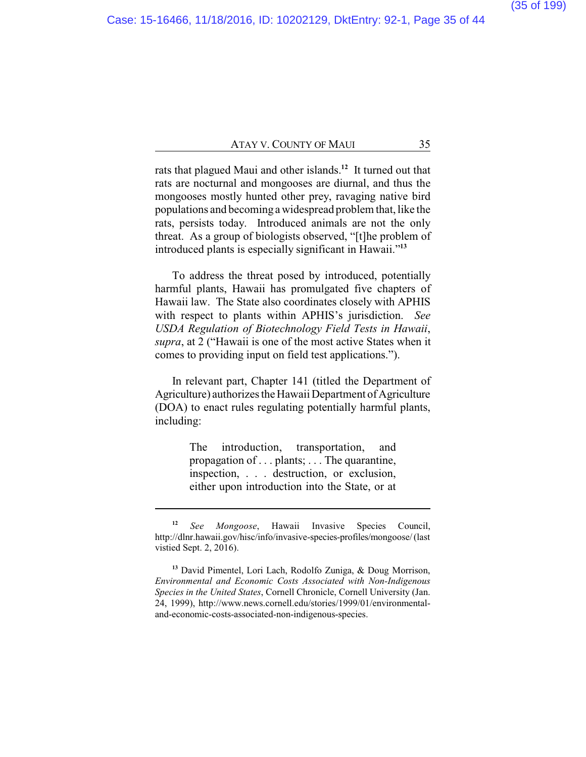rats that plagued Maui and other islands.[12] It turned out that rats are nocturnal and mongooses are diurnal, and thus the mongooses mostly hunted other prey, ravaging native bird populations and becoming a widespread problem that, like the rats, persists today. Introduced animals are not the only threat. As a group of biologists observed, "[t]he problem of introduced plants is especially significant in Hawaii."[13]

To address the threat posed by introduced, potentially harmful plants, Hawaii has promulgated five chapters of Hawaii law. The State also coordinates closely with APHIS with respect to plants within APHIS's jurisdiction. *See USDA Regulation of Biotechnology Field Tests in Hawaii*, *supra*, at 2 ("Hawaii is one of the most active States when it comes to providing input on field test applications.").

In relevant part, Chapter 141 (titled the Department of Agriculture) authorizes the Hawaii Department of Agriculture (DOA) to enact rules regulating potentially harmful plants, including:

> The introduction, transportation, and propagation of . . . plants; . . . The quarantine, inspection, . . . destruction, or exclusion, either upon introduction into the State, or at

---

[12] *See Mongoose*, Hawaii Invasive Species Council, http://dlnr.hawaii.gov/hisc/info/invasive-species-profiles/mongoose/ (last vistied Sept. 2, 2016).

[13] David Pimentel, Lori Lach, Rodolfo Zuniga, & Doug Morrison, *Environmental and Economic Costs Associated with Non-Indigenous Species in the United States*, Cornell Chronicle, Cornell University (Jan. 24, 1999), http://www.news.cornell.edu/stories/1999/01/environmental-and-economic-costs-associated-non-indigenous-species.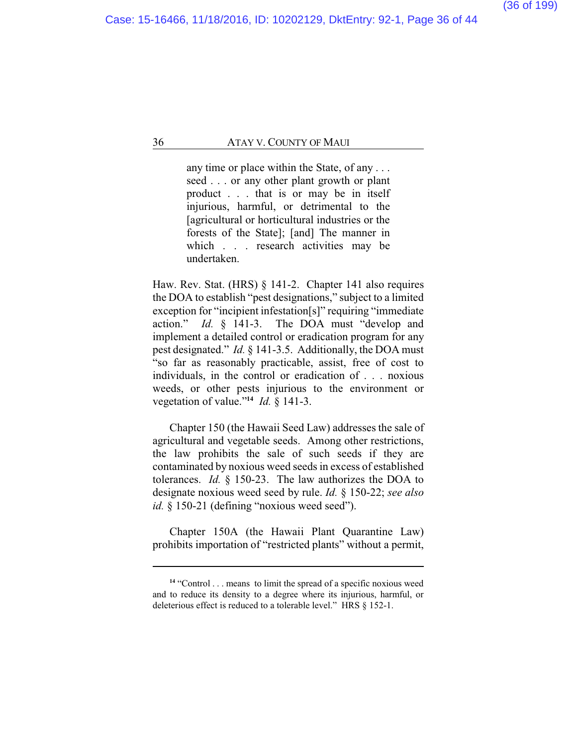> any time or place within the State, of any . . . seed . . . or any other plant growth or plant product . . . that is or may be in itself injurious, harmful, or detrimental to the [agricultural or horticultural industries or the forests of the State]; [and] The manner in which . . . research activities may be undertaken.

Haw. Rev. Stat. (HRS) § 141-2. Chapter 141 also requires the DOA to establish "pest designations," subject to a limited exception for "incipient infestation[s]" requiring "immediate action." *Id.* § 141-3. The DOA must "develop and implement a detailed control or eradication program for any pest designated." *Id.* § 141-3.5. Additionally, the DOA must "so far as reasonably practicable, assist, free of cost to individuals, in the control or eradication of . . . noxious weeds, or other pests injurious to the environment or vegetation of value."[14] *Id.* § 141-3.

Chapter 150 (the Hawaii Seed Law) addresses the sale of agricultural and vegetable seeds. Among other restrictions, the law prohibits the sale of such seeds if they are contaminated by noxious weed seeds in excess of established tolerances. *Id.* § 150-23. The law authorizes the DOA to designate noxious weed seed by rule. *Id.* § 150-22; *see also id.* § 150-21 (defining "noxious weed seed").

Chapter 150A (the Hawaii Plant Quarantine Law) prohibits importation of "restricted plants" without a permit,

---

[14] "Control . . . means to limit the spread of a specific noxious weed and to reduce its density to a degree where its injurious, harmful, or deleterious effect is reduced to a tolerable level." HRS § 152-1.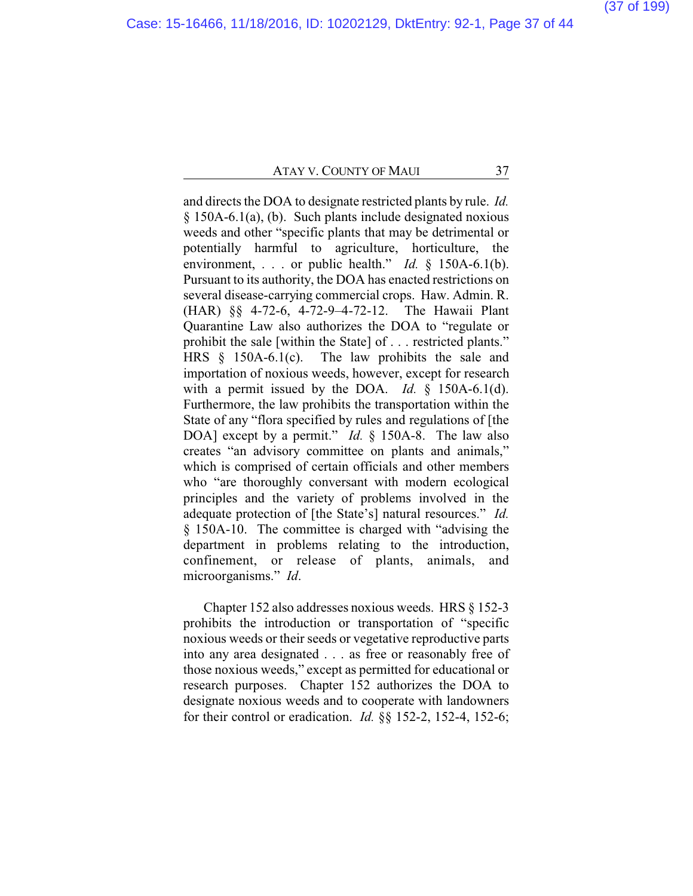and directs the DOA to designate restricted plants by rule. *Id.* § 150A-6.1(a), (b). Such plants include designated noxious weeds and other "specific plants that may be detrimental or potentially harmful to agriculture, horticulture, the environment, . . . or public health." *Id.* § 150A-6.1(b). Pursuant to its authority, the DOA has enacted restrictions on several disease-carrying commercial crops. Haw. Admin. R. (HAR) §§ 4-72-6, 4-72-9–4-72-12. The Hawaii Plant Quarantine Law also authorizes the DOA to "regulate or prohibit the sale [within the State] of . . . restricted plants." HRS § 150A-6.1(c). The law prohibits the sale and importation of noxious weeds, however, except for research with a permit issued by the DOA. *Id.* § 150A-6.1(d). Furthermore, the law prohibits the transportation within the State of any "flora specified by rules and regulations of [the DOA] except by a permit." *Id.* § 150A-8. The law also creates "an advisory committee on plants and animals," which is comprised of certain officials and other members who "are thoroughly conversant with modern ecological principles and the variety of problems involved in the adequate protection of [the State's] natural resources." *Id.* § 150A-10. The committee is charged with "advising the department in problems relating to the introduction, confinement, or release of plants, animals, and microorganisms." *Id*.

Chapter 152 also addresses noxious weeds. HRS § 152-3 prohibits the introduction or transportation of "specific noxious weeds or their seeds or vegetative reproductive parts into any area designated . . . as free or reasonably free of those noxious weeds," except as permitted for educational or research purposes. Chapter 152 authorizes the DOA to designate noxious weeds and to cooperate with landowners for their control or eradication. *Id.* §§ 152-2, 152-4, 152-6;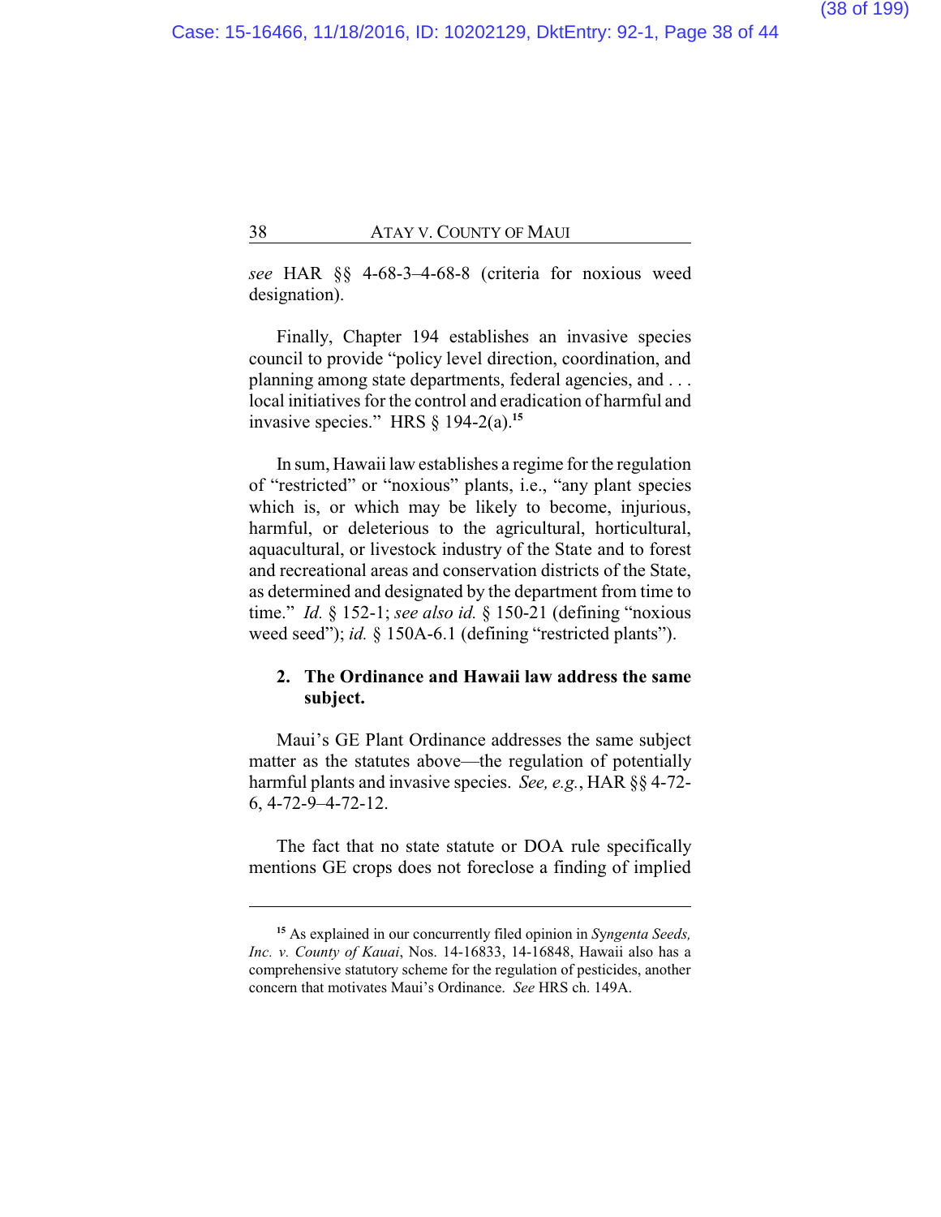*see* HAR §§ 4-68-3–4-68-8 (criteria for noxious weed designation).

Finally, Chapter 194 establishes an invasive species council to provide "policy level direction, coordination, and planning among state departments, federal agencies, and . . . local initiatives for the control and eradication of harmful and invasive species." HRS § 194-2(a).[15]

In sum, Hawaii law establishes a regime for the regulation of "restricted" or "noxious" plants, i.e., "any plant species which is, or which may be likely to become, injurious, harmful, or deleterious to the agricultural, horticultural, aquacultural, or livestock industry of the State and to forest and recreational areas and conservation districts of the State, as determined and designated by the department from time to time." *Id.* § 152-1; *see also id.* § 150-21 (defining "noxious weed seed"); *id.* § 150A-6.1 (defining "restricted plants").

**2. The Ordinance and Hawaii law address the same subject.**

Maui's GE Plant Ordinance addresses the same subject matter as the statutes above—the regulation of potentially harmful plants and invasive species. *See, e.g.*, HAR §§ 4-72-6, 4-72-9–4-72-12.

The fact that no state statute or DOA rule specifically mentions GE crops does not foreclose a finding of implied

---

[15] As explained in our concurrently filed opinion in *Syngenta Seeds, Inc. v. County of Kauai*, Nos. 14-16833, 14-16848, Hawaii also has a comprehensive statutory scheme for the regulation of pesticides, another concern that motivates Maui's Ordinance. *See* HRS ch. 149A.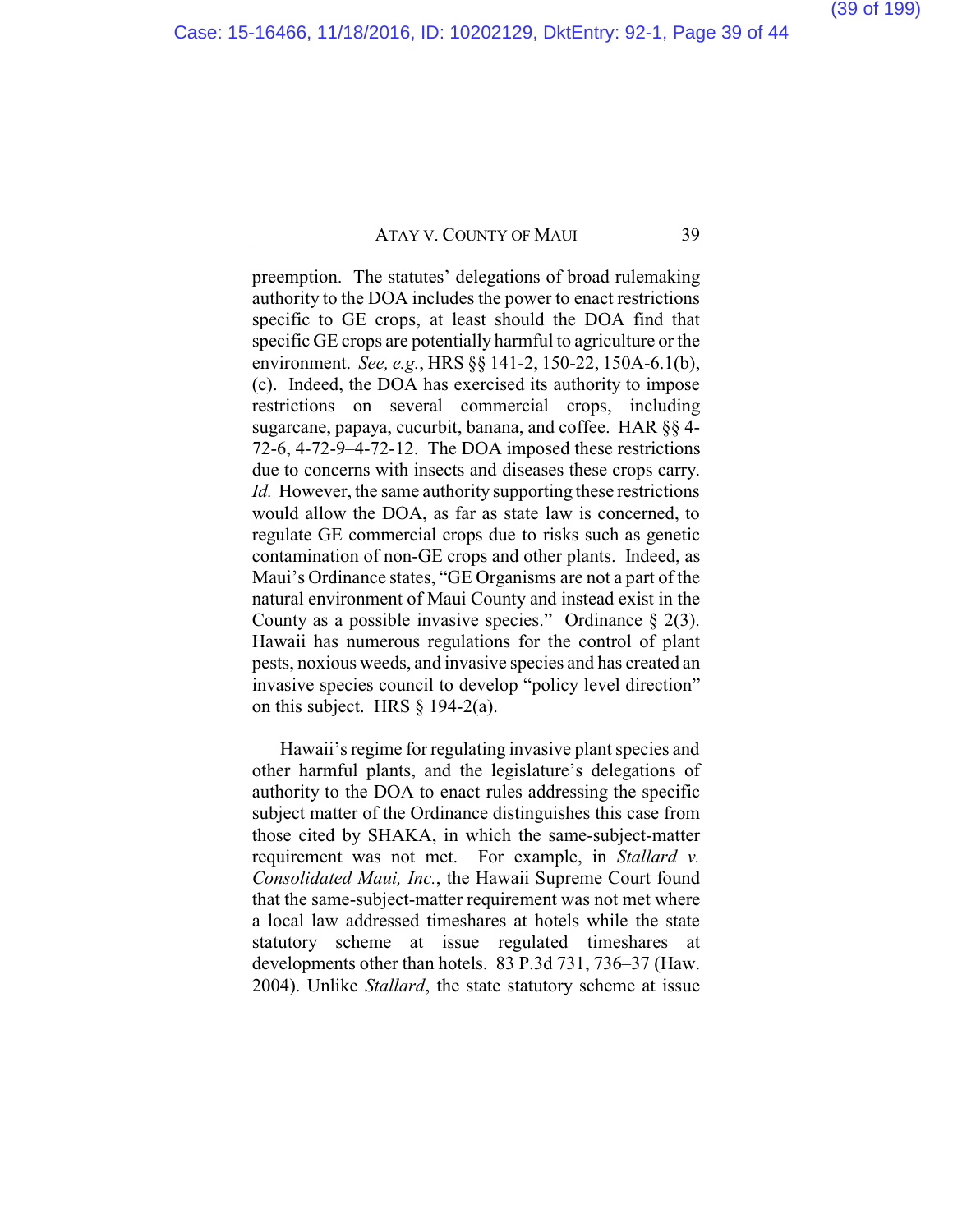preemption. The statutes' delegations of broad rulemaking authority to the DOA includes the power to enact restrictions specific to GE crops, at least should the DOA find that specific GE crops are potentially harmful to agriculture or the environment. *See, e.g.*, HRS §§ 141-2, 150-22, 150A-6.1(b), (c). Indeed, the DOA has exercised its authority to impose restrictions on several commercial crops, including sugarcane, papaya, cucurbit, banana, and coffee. HAR §§ 4-72-6, 4-72-9–4-72-12. The DOA imposed these restrictions due to concerns with insects and diseases these crops carry. *Id.* However, the same authority supporting these restrictions would allow the DOA, as far as state law is concerned, to regulate GE commercial crops due to risks such as genetic contamination of non-GE crops and other plants. Indeed, as Maui's Ordinance states, "GE Organisms are not a part of the natural environment of Maui County and instead exist in the County as a possible invasive species." Ordinance § 2(3). Hawaii has numerous regulations for the control of plant pests, noxious weeds, and invasive species and has created an invasive species council to develop "policy level direction" on this subject. HRS § 194-2(a).

Hawaii's regime for regulating invasive plant species and other harmful plants, and the legislature's delegations of authority to the DOA to enact rules addressing the specific subject matter of the Ordinance distinguishes this case from those cited by SHAKA, in which the same-subject-matter requirement was not met. For example, in *Stallard v. Consolidated Maui, Inc.*, the Hawaii Supreme Court found that the same-subject-matter requirement was not met where a local law addressed timeshares at hotels while the state statutory scheme at issue regulated timeshares at developments other than hotels. 83 P.3d 731, 736–37 (Haw. 2004). Unlike *Stallard*, the state statutory scheme at issue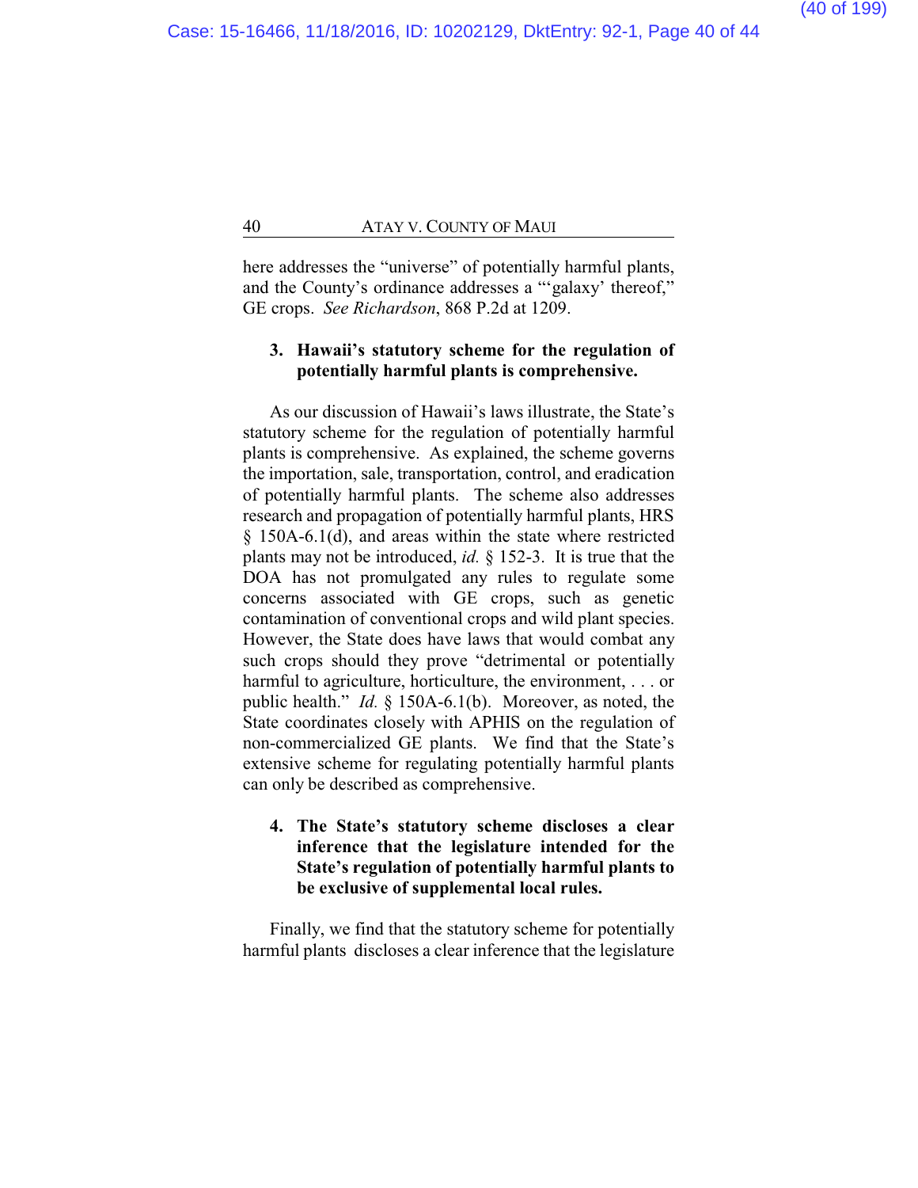here addresses the "universe" of potentially harmful plants, and the County's ordinance addresses a "'galaxy' thereof," GE crops. *See Richardson*, 868 P.2d at 1209.

**3. Hawaii's statutory scheme for the regulation of potentially harmful plants is comprehensive.**

As our discussion of Hawaii's laws illustrate, the State's statutory scheme for the regulation of potentially harmful plants is comprehensive. As explained, the scheme governs the importation, sale, transportation, control, and eradication of potentially harmful plants. The scheme also addresses research and propagation of potentially harmful plants, HRS § 150A-6.1(d), and areas within the state where restricted plants may not be introduced, *id.* § 152-3. It is true that the DOA has not promulgated any rules to regulate some concerns associated with GE crops, such as genetic contamination of conventional crops and wild plant species. However, the State does have laws that would combat any such crops should they prove "detrimental or potentially harmful to agriculture, horticulture, the environment, . . . or public health." *Id.* § 150A-6.1(b). Moreover, as noted, the State coordinates closely with APHIS on the regulation of non-commercialized GE plants. We find that the State's extensive scheme for regulating potentially harmful plants can only be described as comprehensive.

**4. The State's statutory scheme discloses a clear inference that the legislature intended for the State's regulation of potentially harmful plants to be exclusive of supplemental local rules.**

Finally, we find that the statutory scheme for potentially harmful plants discloses a clear inference that the legislature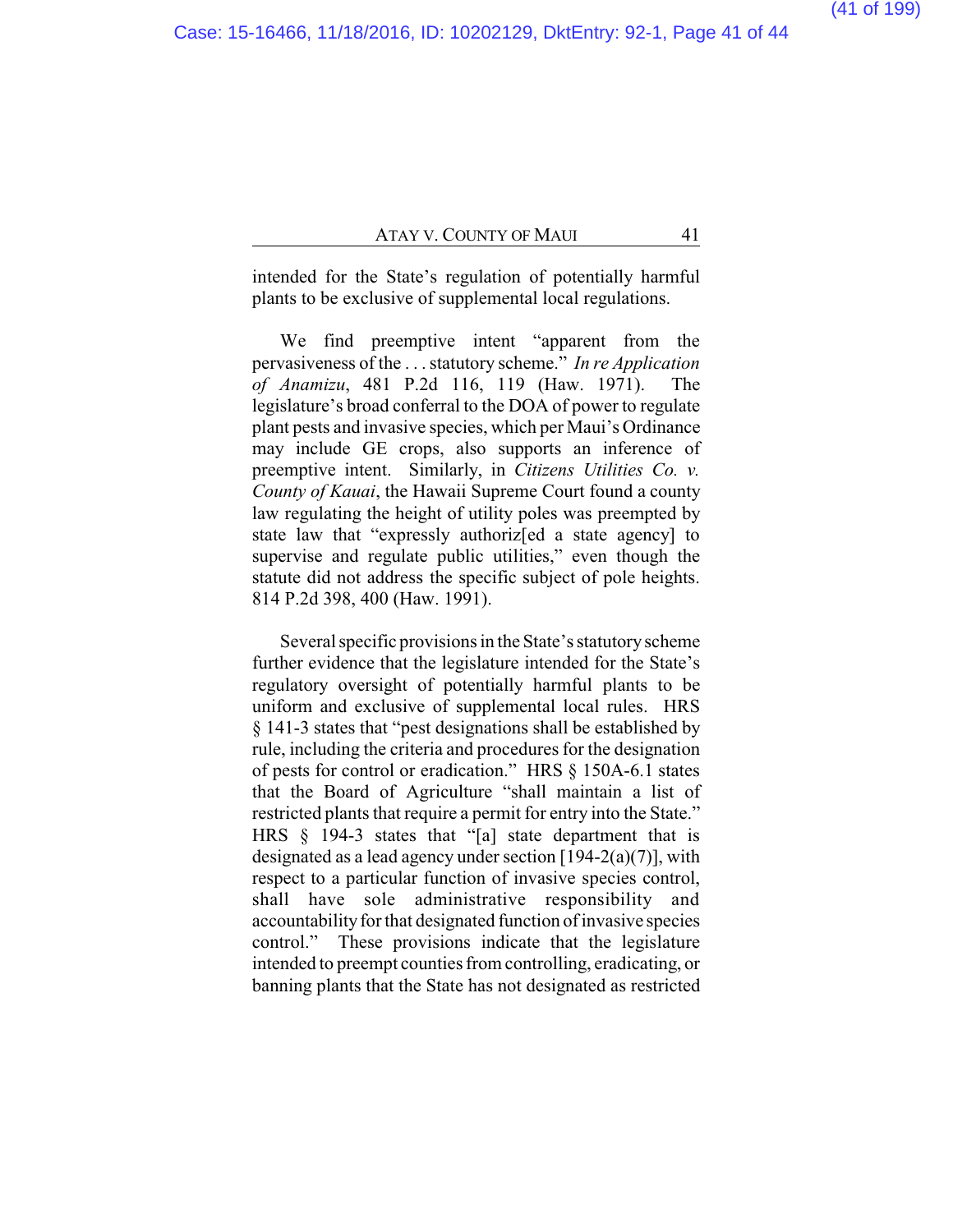intended for the State's regulation of potentially harmful plants to be exclusive of supplemental local regulations.

We find preemptive intent "apparent from the pervasiveness of the . . . statutory scheme." *In re Application of Anamizu*, 481 P.2d 116, 119 (Haw. 1971). The legislature's broad conferral to the DOA of power to regulate plant pests and invasive species, which per Maui's Ordinance may include GE crops, also supports an inference of preemptive intent. Similarly, in *Citizens Utilities Co. v. County of Kauai*, the Hawaii Supreme Court found a county law regulating the height of utility poles was preempted by state law that "expressly authoriz[ed a state agency] to supervise and regulate public utilities," even though the statute did not address the specific subject of pole heights. 814 P.2d 398, 400 (Haw. 1991).

Several specific provisions in the State's statutory scheme further evidence that the legislature intended for the State's regulatory oversight of potentially harmful plants to be uniform and exclusive of supplemental local rules. HRS § 141-3 states that "pest designations shall be established by rule, including the criteria and procedures for the designation of pests for control or eradication." HRS § 150A-6.1 states that the Board of Agriculture "shall maintain a list of restricted plants that require a permit for entry into the State." HRS § 194-3 states that "[a] state department that is designated as a lead agency under section [194-2(a)(7)], with respect to a particular function of invasive species control, shall have sole administrative responsibility and accountability for that designated function of invasive species control." These provisions indicate that the legislature intended to preempt counties from controlling, eradicating, or banning plants that the State has not designated as restricted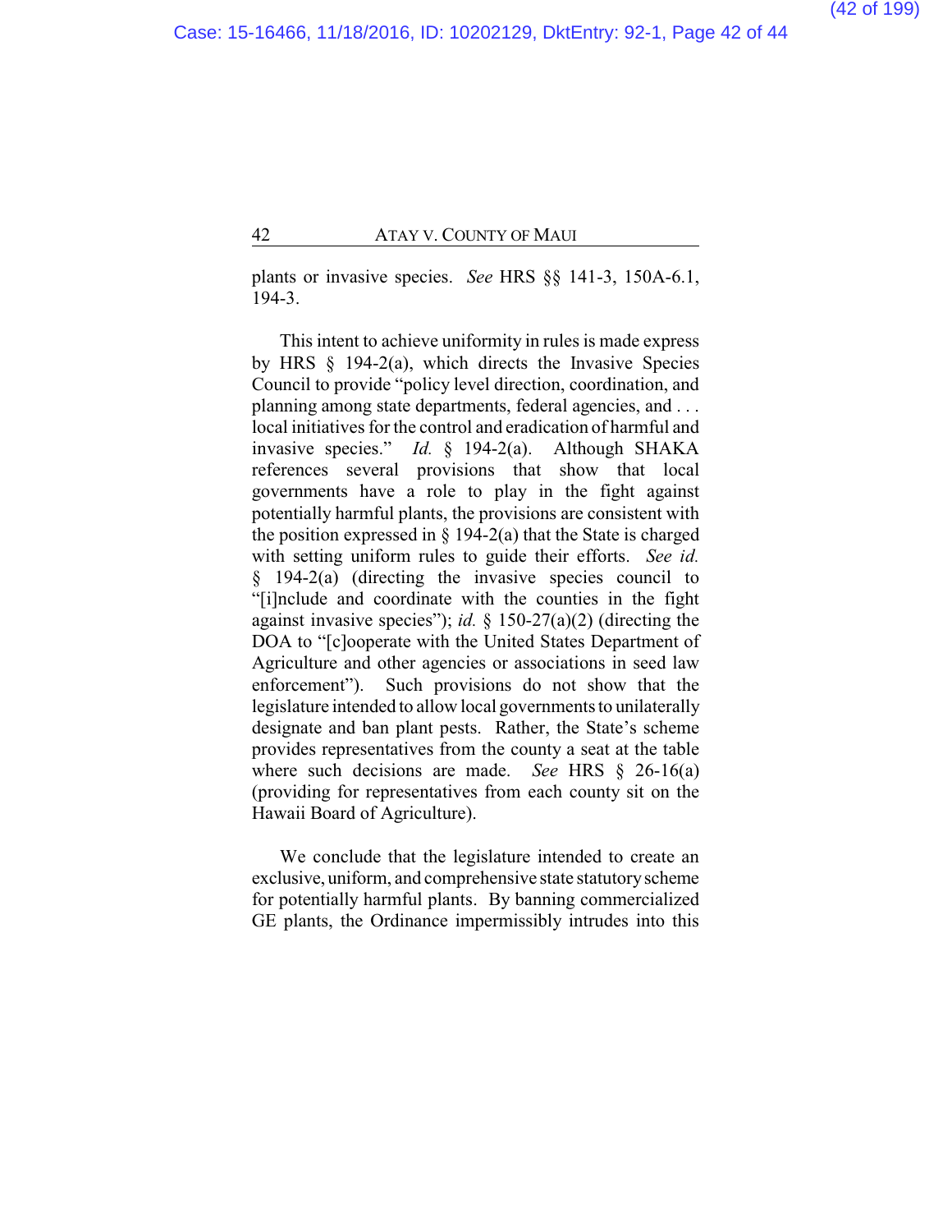plants or invasive species. *See* HRS §§ 141-3, 150A-6.1, 194-3.

This intent to achieve uniformity in rules is made express by HRS § 194-2(a), which directs the Invasive Species Council to provide "policy level direction, coordination, and planning among state departments, federal agencies, and . . . local initiatives for the control and eradication of harmful and invasive species." *Id.* § 194-2(a). Although SHAKA references several provisions that show that local governments have a role to play in the fight against potentially harmful plants, the provisions are consistent with the position expressed in § 194-2(a) that the State is charged with setting uniform rules to guide their efforts. *See id.* § 194-2(a) (directing the invasive species council to "[i]nclude and coordinate with the counties in the fight against invasive species"); *id.* § 150-27(a)(2) (directing the DOA to "[c]ooperate with the United States Department of Agriculture and other agencies or associations in seed law enforcement"). Such provisions do not show that the legislature intended to allow local governments to unilaterally designate and ban plant pests. Rather, the State's scheme provides representatives from the county a seat at the table where such decisions are made. *See* HRS § 26-16(a) (providing for representatives from each county sit on the Hawaii Board of Agriculture).

We conclude that the legislature intended to create an exclusive, uniform, and comprehensive state statutory scheme for potentially harmful plants. By banning commercialized GE plants, the Ordinance impermissibly intrudes into this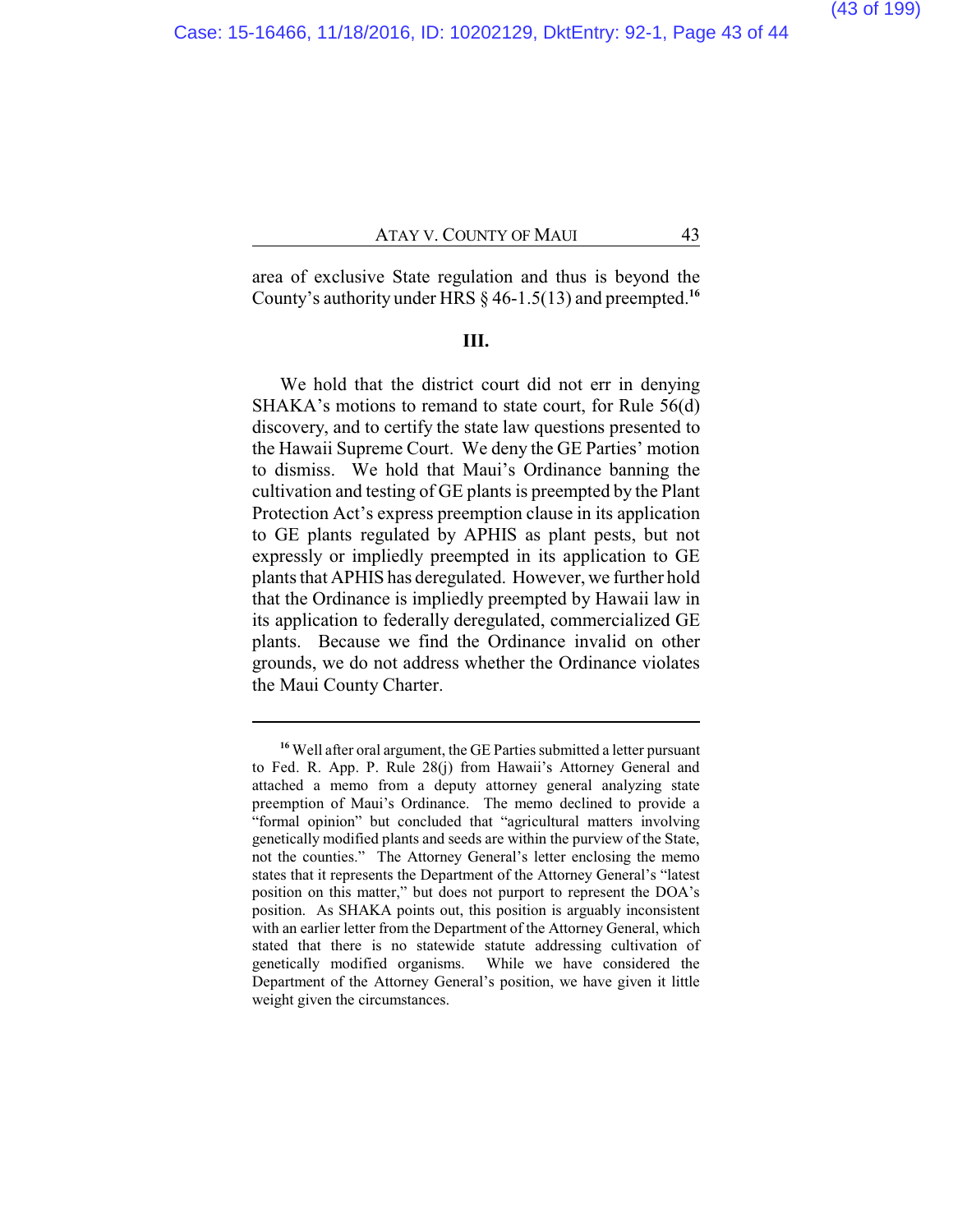area of exclusive State regulation and thus is beyond the County's authority under HRS § 46-1.5(13) and preempted.[16]

## III.

We hold that the district court did not err in denying SHAKA's motions to remand to state court, for Rule 56(d) discovery, and to certify the state law questions presented to the Hawaii Supreme Court. We deny the GE Parties' motion to dismiss. We hold that Maui's Ordinance banning the cultivation and testing of GE plants is preempted by the Plant Protection Act's express preemption clause in its application to GE plants regulated by APHIS as plant pests, but not expressly or impliedly preempted in its application to GE plants that APHIS has deregulated. However, we further hold that the Ordinance is impliedly preempted by Hawaii law in its application to federally deregulated, commercialized GE plants. Because we find the Ordinance invalid on other grounds, we do not address whether the Ordinance violates the Maui County Charter.

---

[16] Well after oral argument, the GE Parties submitted a letter pursuant to Fed. R. App. P. Rule 28(j) from Hawaii's Attorney General and attached a memo from a deputy attorney general analyzing state preemption of Maui's Ordinance. The memo declined to provide a "formal opinion" but concluded that "agricultural matters involving genetically modified plants and seeds are within the purview of the State, not the counties." The Attorney General's letter enclosing the memo states that it represents the Department of the Attorney General's "latest position on this matter," but does not purport to represent the DOA's position. As SHAKA points out, this position is arguably inconsistent with an earlier letter from the Department of the Attorney General, which stated that there is no statewide statute addressing cultivation of genetically modified organisms. While we have considered the Department of the Attorney General's position, we have given it little weight given the circumstances.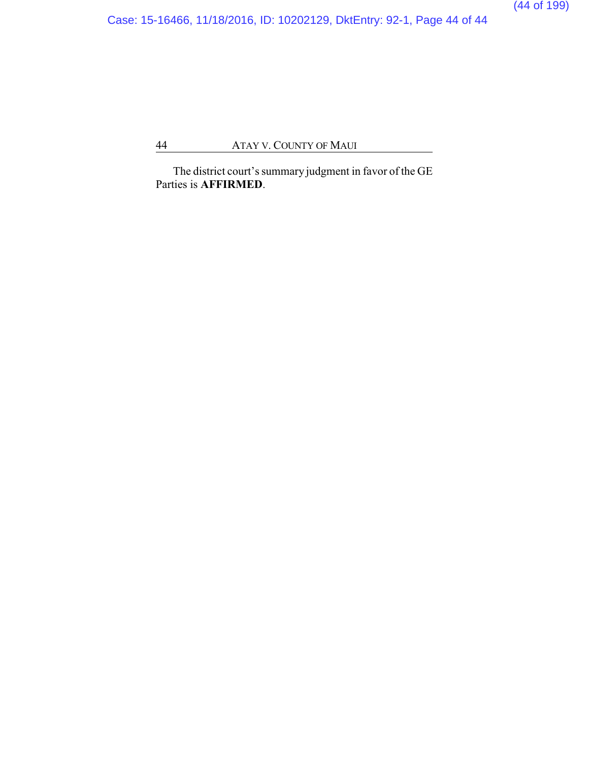The district court's summary judgment in favor of the GE Parties is **AFFIRMED**.